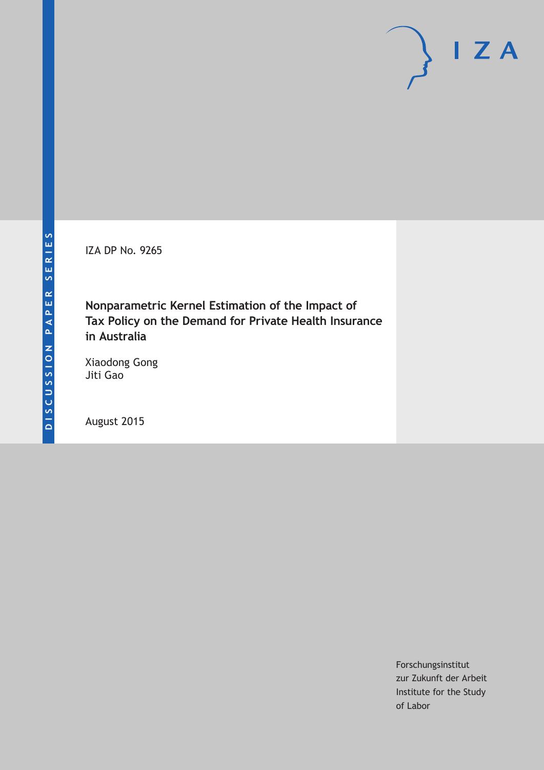DISCUSSION PAPER SERIES

IZA

IZA DP No. 9265

# Nonparametric Kernel Estimation of the Impact of Tax Policy on the Demand for Private Health Insurance in Australia

Xiaodong Gong
Jiti Gao

August 2015

Forschungsinstitut
zur Zukunft der Arbeit
Institute for the Study
of Labor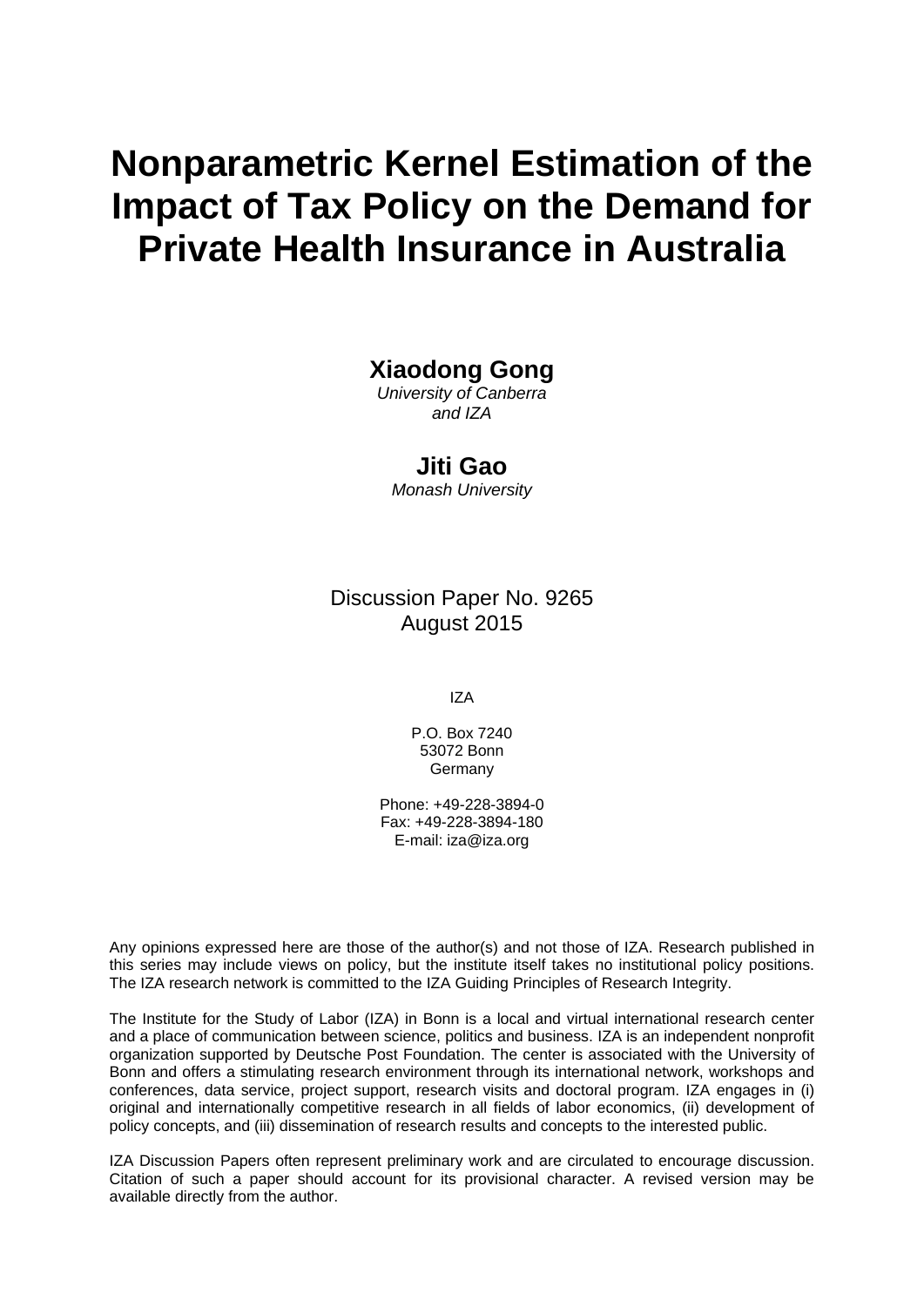# Nonparametric Kernel Estimation of the Impact of Tax Policy on the Demand for Private Health Insurance in Australia

**Xiaodong Gong**
*University of Canberra*
*and IZA*

**Jiti Gao**
*Monash University*

Discussion Paper No. 9265
August 2015

IZA

P.O. Box 7240
53072 Bonn
Germany

Phone: +49-228-3894-0
Fax: +49-228-3894-180
E-mail: iza@iza.org

Any opinions expressed here are those of the author(s) and not those of IZA. Research published in this series may include views on policy, but the institute itself takes no institutional policy positions. The IZA research network is committed to the IZA Guiding Principles of Research Integrity.

The Institute for the Study of Labor (IZA) in Bonn is a local and virtual international research center and a place of communication between science, politics and business. IZA is an independent nonprofit organization supported by Deutsche Post Foundation. The center is associated with the University of Bonn and offers a stimulating research environment through its international network, workshops and conferences, data service, project support, research visits and doctoral program. IZA engages in (i) original and internationally competitive research in all fields of labor economics, (ii) development of policy concepts, and (iii) dissemination of research results and concepts to the interested public.

IZA Discussion Papers often represent preliminary work and are circulated to encourage discussion. Citation of such a paper should account for its provisional character. A revised version may be available directly from the author.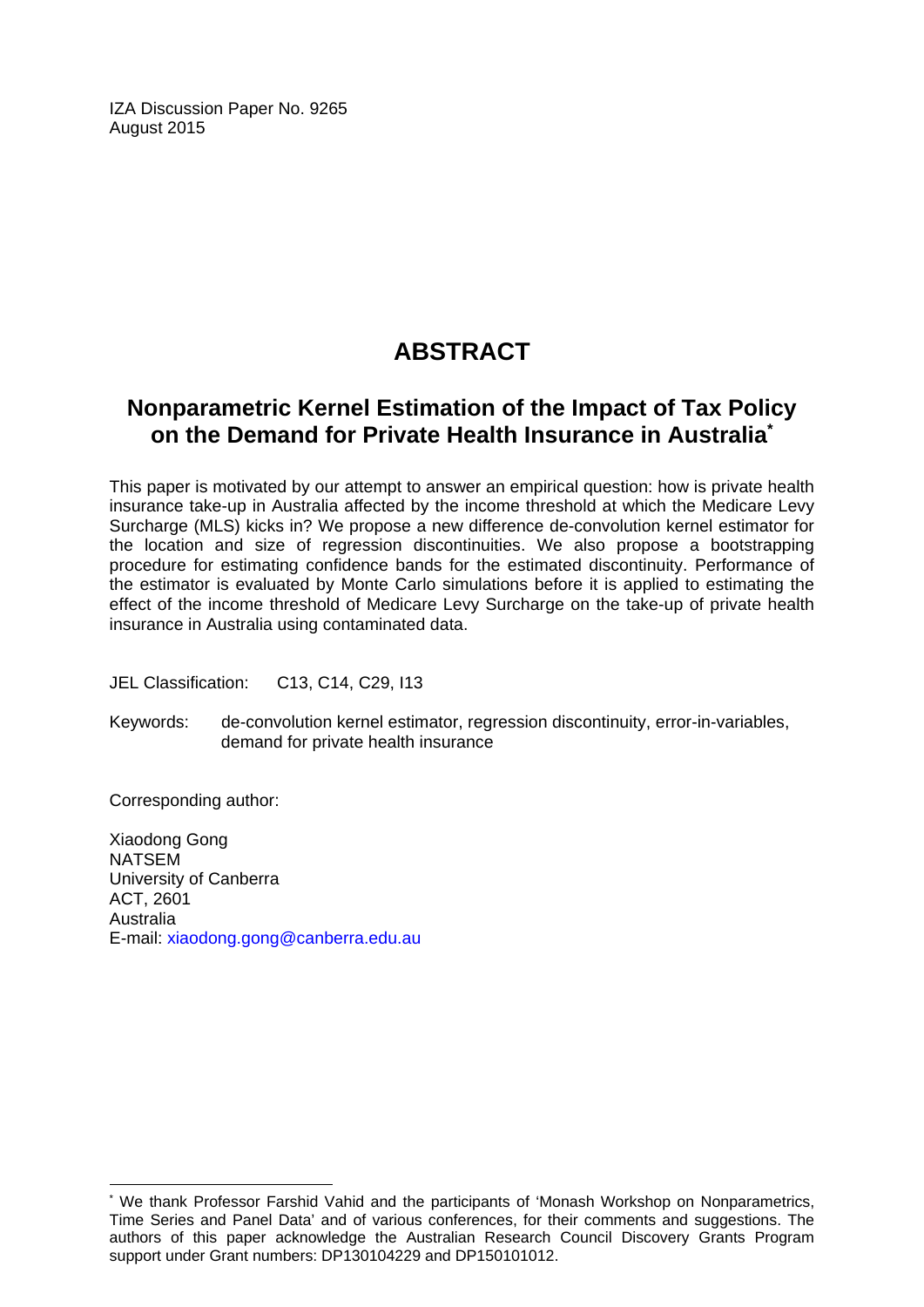IZA Discussion Paper No. 9265
August 2015

# ABSTRACT

## Nonparametric Kernel Estimation of the Impact of Tax Policy on the Demand for Private Health Insurance in Australia*

This paper is motivated by our attempt to answer an empirical question: how is private health insurance take-up in Australia affected by the income threshold at which the Medicare Levy Surcharge (MLS) kicks in? We propose a new difference de-convolution kernel estimator for the location and size of regression discontinuities. We also propose a bootstrapping procedure for estimating confidence bands for the estimated discontinuity. Performance of the estimator is evaluated by Monte Carlo simulations before it is applied to estimating the effect of the income threshold of Medicare Levy Surcharge on the take-up of private health insurance in Australia using contaminated data.

JEL Classification: C13, C14, C29, I13

Keywords: de-convolution kernel estimator, regression discontinuity, error-in-variables, demand for private health insurance

Corresponding author:

Xiaodong Gong
NATSEM
University of Canberra
ACT, 2601
Australia
E-mail: xiaodong.gong@canberra.edu.au

---

* We thank Professor Farshid Vahid and the participants of 'Monash Workshop on Nonparametrics, Time Series and Panel Data' and of various conferences, for their comments and suggestions. The authors of this paper acknowledge the Australian Research Council Discovery Grants Program support under Grant numbers: DP130104229 and DP150101012.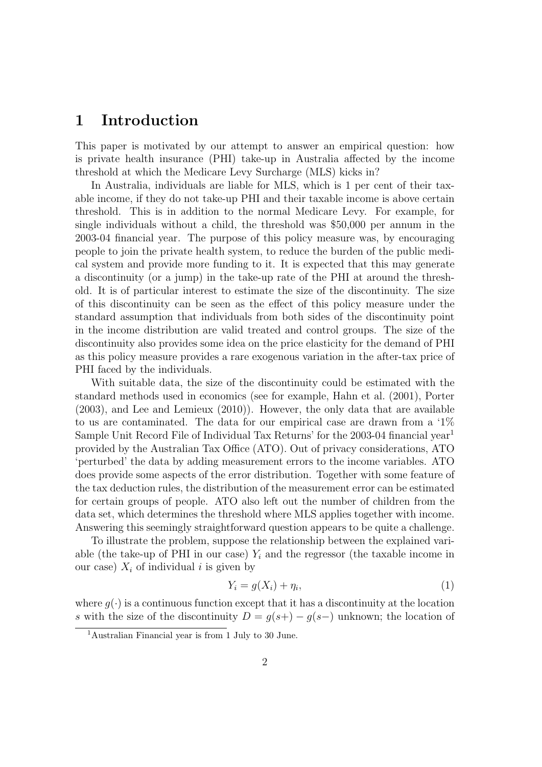# 1 Introduction

This paper is motivated by our attempt to answer an empirical question: how is private health insurance (PHI) take-up in Australia affected by the income threshold at which the Medicare Levy Surcharge (MLS) kicks in?

In Australia, individuals are liable for MLS, which is 1 per cent of their taxable income, if they do not take-up PHI and their taxable income is above certain threshold. This is in addition to the normal Medicare Levy. For example, for single individuals without a child, the threshold was \$50,000 per annum in the 2003-04 financial year. The purpose of this policy measure was, by encouraging people to join the private health system, to reduce the burden of the public medical system and provide more funding to it. It is expected that this may generate a discontinuity (or a jump) in the take-up rate of the PHI at around the threshold. It is of particular interest to estimate the size of the discontinuity. The size of this discontinuity can be seen as the effect of this policy measure under the standard assumption that individuals from both sides of the discontinuity point in the income distribution are valid treated and control groups. The size of the discontinuity also provides some idea on the price elasticity for the demand of PHI as this policy measure provides a rare exogenous variation in the after-tax price of PHI faced by the individuals.

With suitable data, the size of the discontinuity could be estimated with the standard methods used in economics (see for example, Hahn et al. (2001), Porter (2003), and Lee and Lemieux (2010)). However, the only data that are available to us are contaminated. The data for our empirical case are drawn from a '1% Sample Unit Record File of Individual Tax Returns' for the 2003-04 financial year[1] provided by the Australian Tax Office (ATO). Out of privacy considerations, ATO 'perturbed' the data by adding measurement errors to the income variables. ATO does provide some aspects of the error distribution. Together with some feature of the tax deduction rules, the distribution of the measurement error can be estimated for certain groups of people. ATO also left out the number of children from the data set, which determines the threshold where MLS applies together with income. Answering this seemingly straightforward question appears to be quite a challenge.

To illustrate the problem, suppose the relationship between the explained variable (the take-up of PHI in our case) $Y_i$ and the regressor (the taxable income in our case) $X_i$ of individual $i$ is given by

$$Y_i = g(X_i) + \eta_i, \tag{1}$$

where $g(\cdot)$ is a continuous function except that it has a discontinuity at the location $s$ with the size of the discontinuity $D = g(s+) - g(s-)$ unknown; the location of

[1] Australian Financial year is from 1 July to 30 June.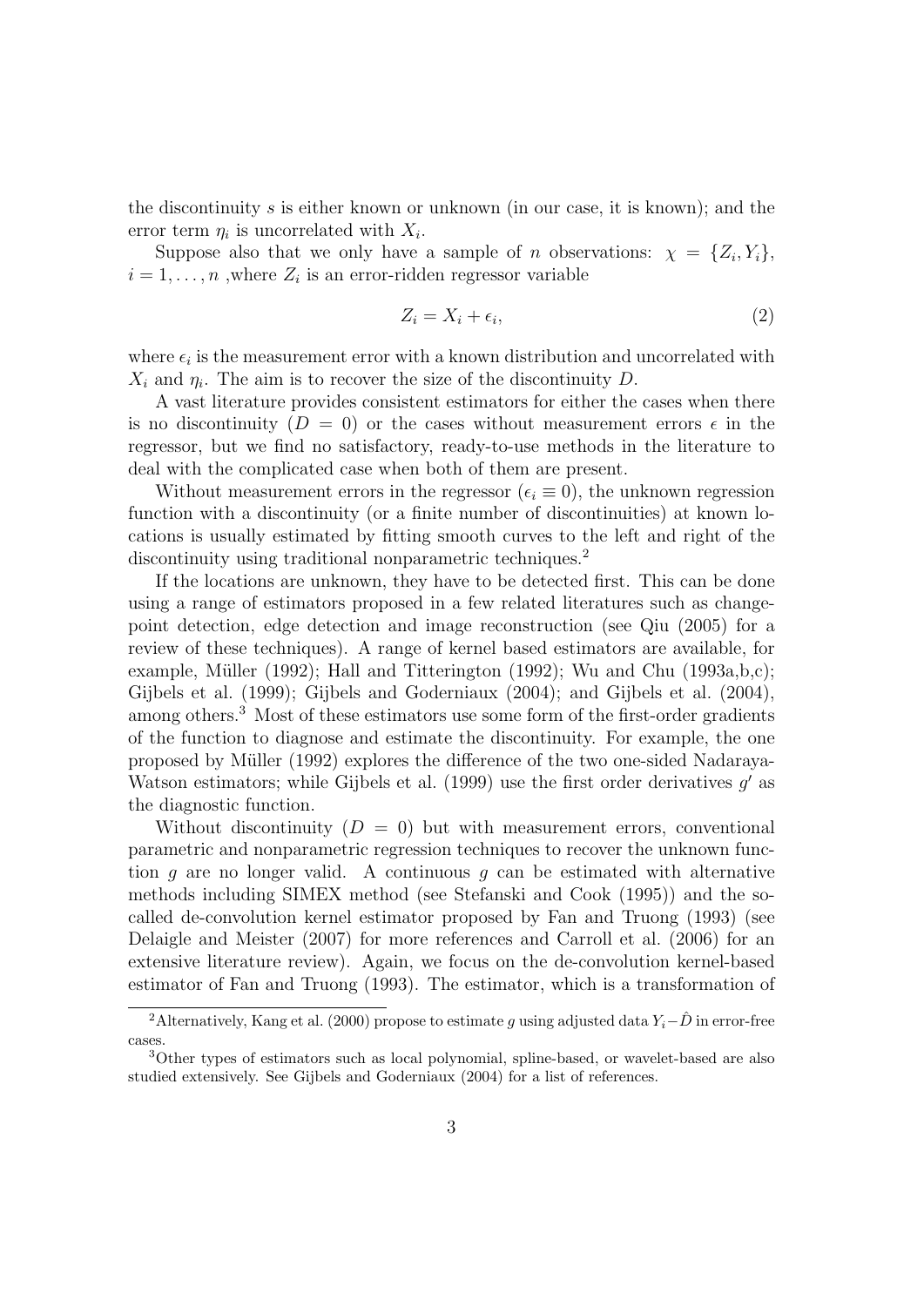the discontinuity $s$ is either known or unknown (in our case, it is known); and the error term $\eta_i$ is uncorrelated with $X_i$.

Suppose also that we only have a sample of $n$ observations: $\chi = \{Z_i, Y_i\}$, $i = 1, \ldots, n$ ,where $Z_i$ is an error-ridden regressor variable

$$Z_i = X_i + \epsilon_i, \tag{2}$$

where $\epsilon_i$ is the measurement error with a known distribution and uncorrelated with $X_i$ and $\eta_i$. The aim is to recover the size of the discontinuity $D$.

A vast literature provides consistent estimators for either the cases when there is no discontinuity ($D = 0$) or the cases without measurement errors $\epsilon$ in the regressor, but we find no satisfactory, ready-to-use methods in the literature to deal with the complicated case when both of them are present.

Without measurement errors in the regressor ($\epsilon_i \equiv 0$), the unknown regression function with a discontinuity (or a finite number of discontinuities) at known locations is usually estimated by fitting smooth curves to the left and right of the discontinuity using traditional nonparametric techniques.[2]

If the locations are unknown, they have to be detected first. This can be done using a range of estimators proposed in a few related literatures such as change-point detection, edge detection and image reconstruction (see Qiu (2005) for a review of these techniques). A range of kernel based estimators are available, for example, Müller (1992); Hall and Titterington (1992); Wu and Chu (1993a,b,c); Gijbels et al. (1999); Gijbels and Goderniaux (2004); and Gijbels et al. (2004), among others.[3] Most of these estimators use some form of the first-order gradients of the function to diagnose and estimate the discontinuity. For example, the one proposed by Müller (1992) explores the difference of the two one-sided Nadaraya-Watson estimators; while Gijbels et al. (1999) use the first order derivatives $g'$ as the diagnostic function.

Without discontinuity ($D = 0$) but with measurement errors, conventional parametric and nonparametric regression techniques to recover the unknown function $g$ are no longer valid. A continuous $g$ can be estimated with alternative methods including SIMEX method (see Stefanski and Cook (1995)) and the so-called de-convolution kernel estimator proposed by Fan and Truong (1993) (see Delaigle and Meister (2007) for more references and Carroll et al. (2006) for an extensive literature review). Again, we focus on the de-convolution kernel-based estimator of Fan and Truong (1993). The estimator, which is a transformation of

[2] Alternatively, Kang et al. (2000) propose to estimate $g$ using adjusted data $Y_i - \hat{D}$ in error-free cases.

[3] Other types of estimators such as local polynomial, spline-based, or wavelet-based are also studied extensively. See Gijbels and Goderniaux (2004) for a list of references.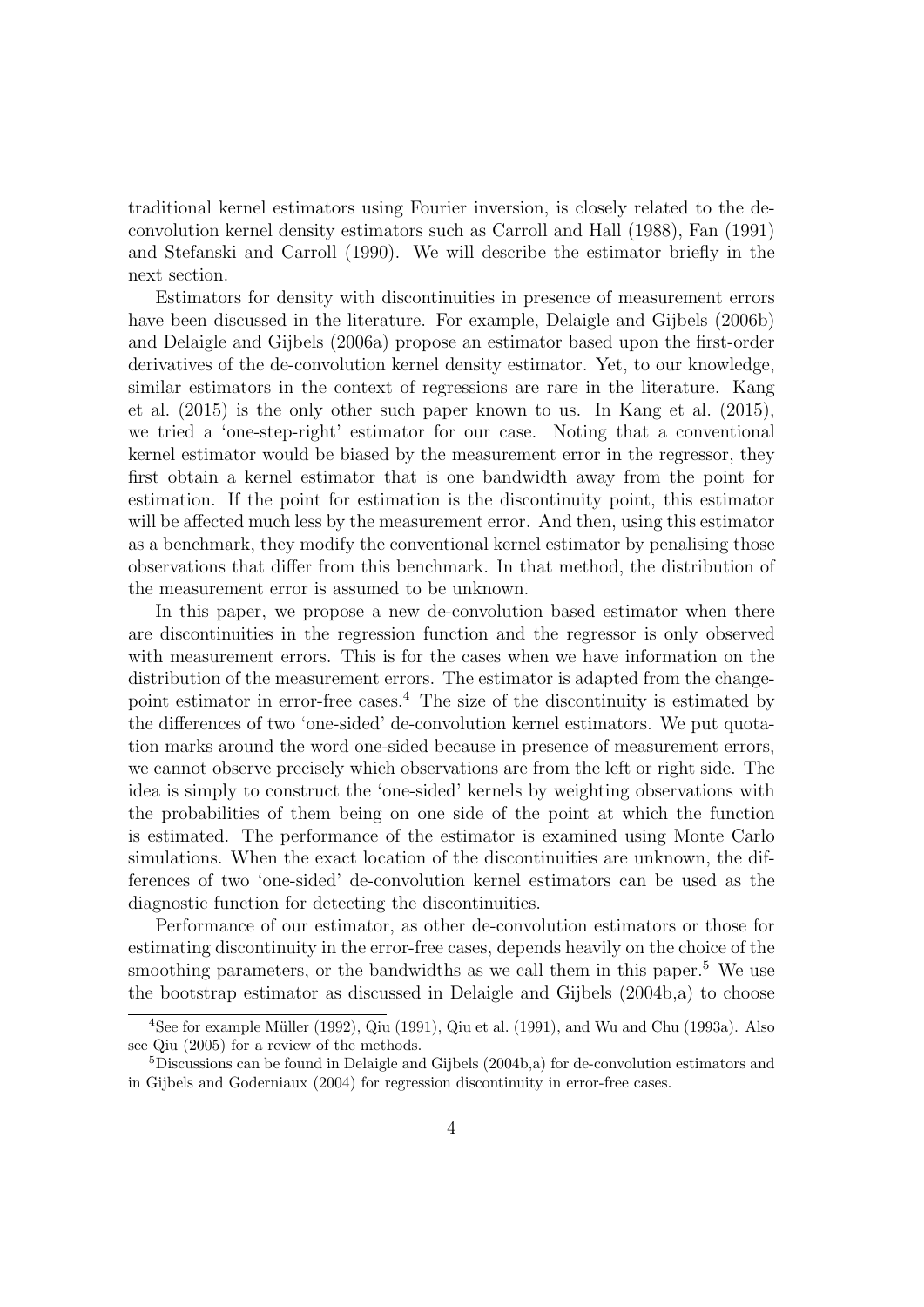traditional kernel estimators using Fourier inversion, is closely related to the de-convolution kernel density estimators such as Carroll and Hall (1988), Fan (1991) and Stefanski and Carroll (1990). We will describe the estimator briefly in the next section.

Estimators for density with discontinuities in presence of measurement errors have been discussed in the literature. For example, Delaigle and Gijbels (2006b) and Delaigle and Gijbels (2006a) propose an estimator based upon the first-order derivatives of the de-convolution kernel density estimator. Yet, to our knowledge, similar estimators in the context of regressions are rare in the literature. Kang et al. (2015) is the only other such paper known to us. In Kang et al. (2015), we tried a 'one-step-right' estimator for our case. Noting that a conventional kernel estimator would be biased by the measurement error in the regressor, they first obtain a kernel estimator that is one bandwidth away from the point for estimation. If the point for estimation is the discontinuity point, this estimator will be affected much less by the measurement error. And then, using this estimator as a benchmark, they modify the conventional kernel estimator by penalising those observations that differ from this benchmark. In that method, the distribution of the measurement error is assumed to be unknown.

In this paper, we propose a new de-convolution based estimator when there are discontinuities in the regression function and the regressor is only observed with measurement errors. This is for the cases when we have information on the distribution of the measurement errors. The estimator is adapted from the change-point estimator in error-free cases.[4] The size of the discontinuity is estimated by the differences of two 'one-sided' de-convolution kernel estimators. We put quotation marks around the word one-sided because in presence of measurement errors, we cannot observe precisely which observations are from the left or right side. The idea is simply to construct the 'one-sided' kernels by weighting observations with the probabilities of them being on one side of the point at which the function is estimated. The performance of the estimator is examined using Monte Carlo simulations. When the exact location of the discontinuities are unknown, the differences of two 'one-sided' de-convolution kernel estimators can be used as the diagnostic function for detecting the discontinuities.

Performance of our estimator, as other de-convolution estimators or those for estimating discontinuity in the error-free cases, depends heavily on the choice of the smoothing parameters, or the bandwidths as we call them in this paper.[5] We use the bootstrap estimator as discussed in Delaigle and Gijbels (2004b,a) to choose

[4] See for example Müller (1992), Qiu (1991), Qiu et al. (1991), and Wu and Chu (1993a). Also see Qiu (2005) for a review of the methods.

[5] Discussions can be found in Delaigle and Gijbels (2004b,a) for de-convolution estimators and in Gijbels and Goderniaux (2004) for regression discontinuity in error-free cases.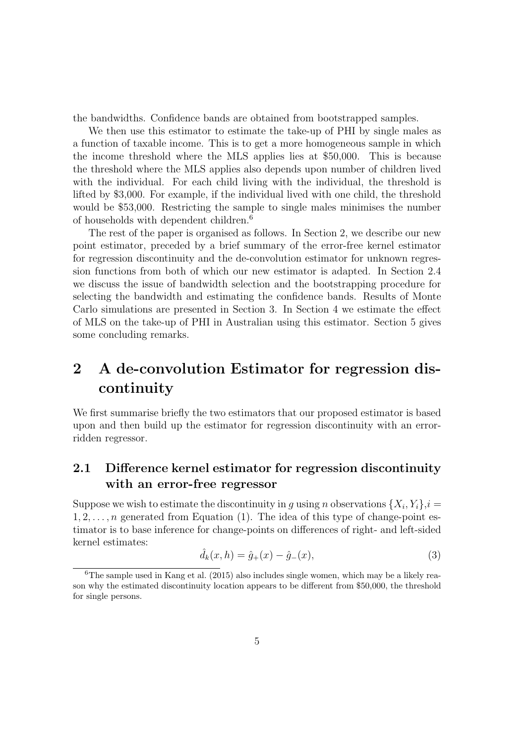the bandwidths. Confidence bands are obtained from bootstrapped samples.

We then use this estimator to estimate the take-up of PHI by single males as a function of taxable income. This is to get a more homogeneous sample in which the income threshold where the MLS applies lies at \$50,000. This is because the threshold where the MLS applies also depends upon number of children lived with the individual. For each child living with the individual, the threshold is lifted by \$3,000. For example, if the individual lived with one child, the threshold would be \$53,000. Restricting the sample to single males minimises the number of households with dependent children.[6]

The rest of the paper is organised as follows. In Section 2, we describe our new point estimator, preceded by a brief summary of the error-free kernel estimator for regression discontinuity and the de-convolution estimator for unknown regression functions from both of which our new estimator is adapted. In Section 2.4 we discuss the issue of bandwidth selection and the bootstrapping procedure for selecting the bandwidth and estimating the confidence bands. Results of Monte Carlo simulations are presented in Section 3. In Section 4 we estimate the effect of MLS on the take-up of PHI in Australian using this estimator. Section 5 gives some concluding remarks.

# 2 A de-convolution Estimator for regression discontinuity

We first summarise briefly the two estimators that our proposed estimator is based upon and then build up the estimator for regression discontinuity with an error-ridden regressor.

## 2.1 Difference kernel estimator for regression discontinuity with an error-free regressor

Suppose we wish to estimate the discontinuity in $g$ using $n$ observations $\{X_i, Y_i\}$,$i = 1, 2, \ldots, n$ generated from Equation (1). The idea of this type of change-point estimator is to base inference for change-points on differences of right- and left-sided kernel estimates:

$$\hat{d}_k(x, h) = \hat{g}_+(x) - \hat{g}_-(x), \tag{3}$$

[6] The sample used in Kang et al. (2015) also includes single women, which may be a likely reason why the estimated discontinuity location appears to be different from \$50,000, the threshold for single persons.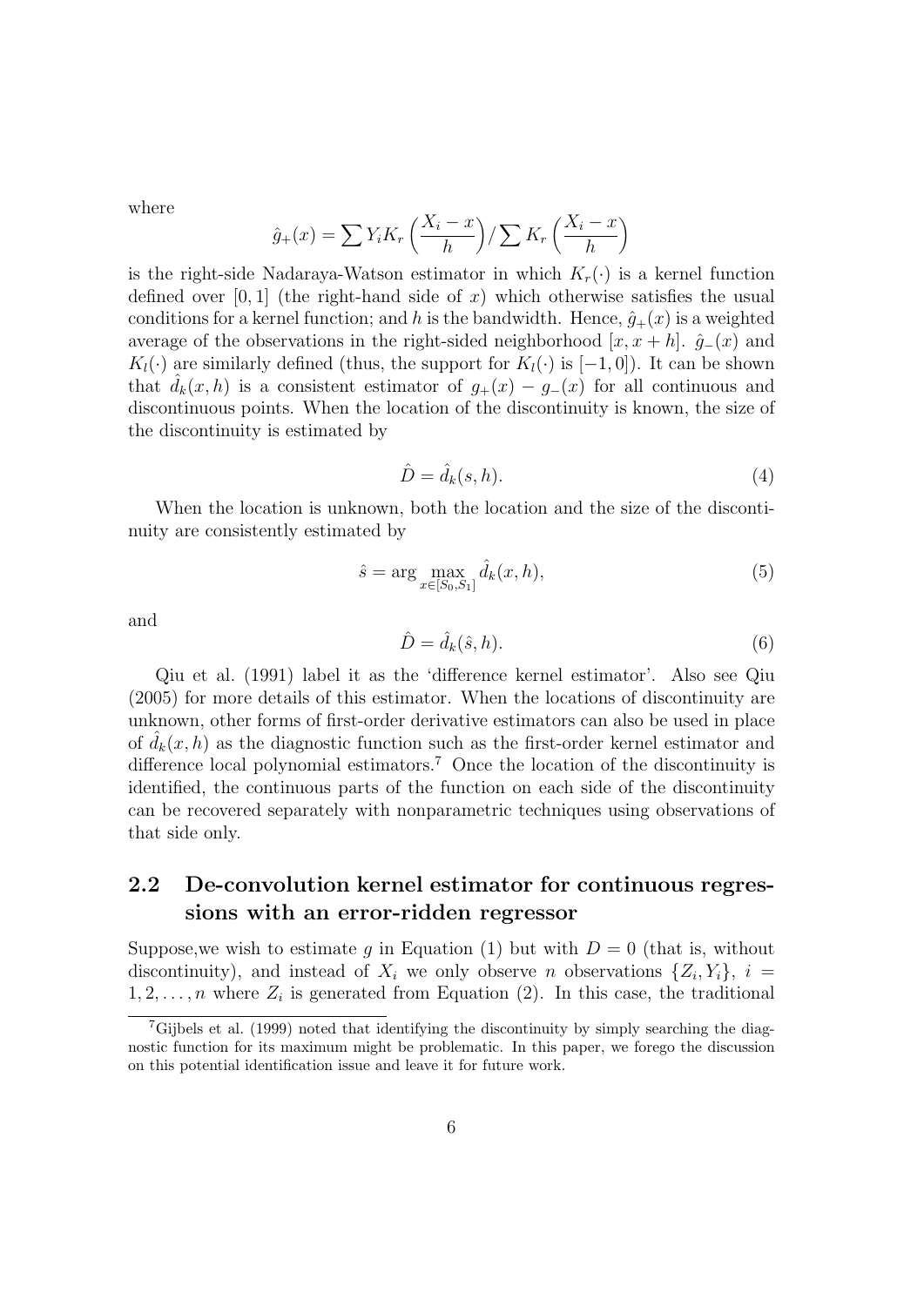where

$$\hat{g}_+(x) = \sum Y_i K_r \left( \frac{X_i - x}{h} \right) / \sum K_r \left( \frac{X_i - x}{h} \right)$$

is the right-side Nadaraya-Watson estimator in which $K_r(\cdot)$ is a kernel function defined over $[0, 1]$ (the right-hand side of $x$) which otherwise satisfies the usual conditions for a kernel function; and $h$ is the bandwidth. Hence, $\hat{g}_+(x)$ is a weighted average of the observations in the right-sided neighborhood $[x, x+h]$. $\hat{g}_-(x)$ and $K_l(\cdot)$ are similarly defined (thus, the support for $K_l(\cdot)$ is $[-1, 0]$). It can be shown that $\hat{d}_k(x, h)$ is a consistent estimator of $g_+(x) - g_-(x)$ for all continuous and discontinuous points. When the location of the discontinuity is known, the size of the discontinuity is estimated by

$$\hat{D} = \hat{d}_k(s, h). \tag{4}$$

When the location is unknown, both the location and the size of the discontinuity are consistently estimated by

$$\hat{s} = \arg \max_{x \in [S_0, S_1]} \hat{d}_k(x, h), \tag{5}$$

and

$$\hat{D} = \hat{d}_k(\hat{s}, h). \tag{6}$$

Qiu et al. (1991) label it as the 'difference kernel estimator'. Also see Qiu (2005) for more details of this estimator. When the locations of discontinuity are unknown, other forms of first-order derivative estimators can also be used in place of $\hat{d}_k(x, h)$ as the diagnostic function such as the first-order kernel estimator and difference local polynomial estimators.[7] Once the location of the discontinuity is identified, the continuous parts of the function on each side of the discontinuity can be recovered separately with nonparametric techniques using observations of that side only.

## 2.2 De-convolution kernel estimator for continuous regressions with an error-ridden regressor

Suppose,we wish to estimate $g$ in Equation (1) but with $D = 0$ (that is, without discontinuity), and instead of $X_i$ we only observe $n$ observations $\{Z_i, Y_i\}$, $i = 1, 2, \ldots, n$ where $Z_i$ is generated from Equation (2). In this case, the traditional

[7] Gijbels et al. (1999) noted that identifying the discontinuity by simply searching the diagnostic function for its maximum might be problematic. In this paper, we forego the discussion on this potential identification issue and leave it for future work.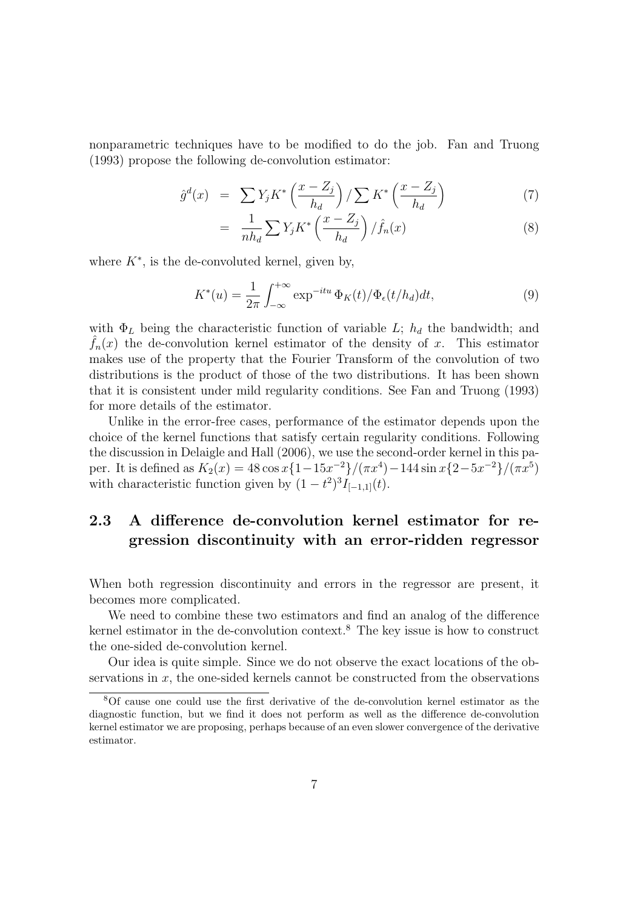nonparametric techniques have to be modified to do the job. Fan and Truong (1993) propose the following de-convolution estimator:

$$\hat{g}^d(x) = \sum Y_j K^*\left(\frac{x - Z_j}{h_d}\right) / \sum K^*\left(\frac{x - Z_j}{h_d}\right) \tag{7}$$

$$= \frac{1}{nh_d} \sum Y_j K^*\left(\frac{x - Z_j}{h_d}\right) / \hat{f}_n(x) \tag{8}$$

where $K^*$, is the de-convoluted kernel, given by,

$$K^*(u) = \frac{1}{2\pi} \int_{-\infty}^{+\infty} \exp^{-itu} \Phi_K(t) / \Phi_\epsilon(t/h_d) dt, \tag{9}$$

with $\Phi_L$ being the characteristic function of variable $L$; $h_d$ the bandwidth; and $\hat{f}_n(x)$ the de-convolution kernel estimator of the density of $x$. This estimator makes use of the property that the Fourier Transform of the convolution of two distributions is the product of those of the two distributions. It has been shown that it is consistent under mild regularity conditions. See Fan and Truong (1993) for more details of the estimator.

Unlike in the error-free cases, performance of the estimator depends upon the choice of the kernel functions that satisfy certain regularity conditions. Following the discussion in Delaigle and Hall (2006), we use the second-order kernel in this paper. It is defined as $K_2(x) = 48 \cos x\{1 - 15x^{-2}\}/(\pi x^4) - 144 \sin x\{2 - 5x^{-2}\}/(\pi x^5)$ with characteristic function given by $(1 - t^2)^3 I_{[-1,1]}(t)$.

## 2.3 A difference de-convolution kernel estimator for regression discontinuity with an error-ridden regressor

When both regression discontinuity and errors in the regressor are present, it becomes more complicated.

We need to combine these two estimators and find an analog of the difference kernel estimator in the de-convolution context.[8] The key issue is how to construct the one-sided de-convolution kernel.

Our idea is quite simple. Since we do not observe the exact locations of the observations in $x$, the one-sided kernels cannot be constructed from the observations

[8]Of cause one could use the first derivative of the de-convolution kernel estimator as the diagnostic function, but we find it does not perform as well as the difference de-convolution kernel estimator we are proposing, perhaps because of an even slower convergence of the derivative estimator.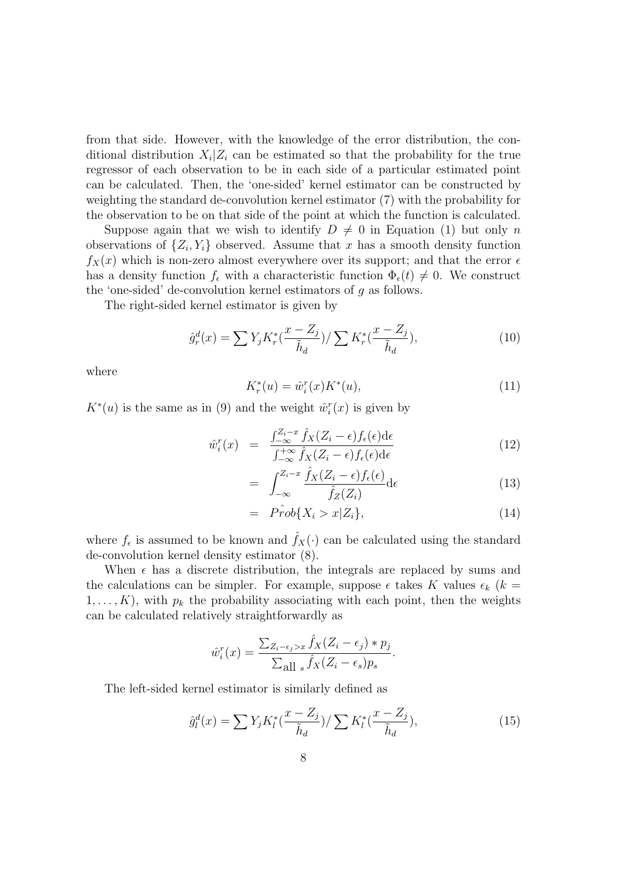from that side. However, with the knowledge of the error distribution, the conditional distribution $X_i|Z_i$ can be estimated so that the probability for the true regressor of each observation to be in each side of a particular estimated point can be calculated. Then, the 'one-sided' kernel estimator can be constructed by weighting the standard de-convolution kernel estimator (7) with the probability for the observation to be on that side of the point at which the function is calculated.

Suppose again that we wish to identify $D \neq 0$ in Equation (1) but only $n$ observations of $\{Z_i, Y_i\}$ observed. Assume that $x$ has a smooth density function $f_X(x)$ which is non-zero almost everywhere over its support; and that the error $\epsilon$ has a density function $f_\epsilon$ with a characteristic function $\Phi_\epsilon(t) \neq 0$. We construct the 'one-sided' de-convolution kernel estimators of $g$ as follows.

The right-sided kernel estimator is given by

$$\hat{g}_r^d(x) = \sum Y_j K_r^*(\frac{x - Z_j}{\tilde{h}_d}) / \sum K_r^*(\frac{x - Z_j}{\tilde{h}_d}), \tag{10}$$

where

$$K_r^*(u) = \hat{w}_i^r(x) K^*(u), \tag{11}$$

$K^*(u)$ is the same as in (9) and the weight $\hat{w}_i^r(x)$ is given by

$$\hat{w}_i^r(x) = \frac{\int_{-\infty}^{Z_i - x} \hat{f}_X(Z_i - \epsilon) f_\epsilon(\epsilon) \mathrm{d}\epsilon}{\int_{-\infty}^{+\infty} \hat{f}_X(Z_i - \epsilon) f_\epsilon(\epsilon) \mathrm{d}\epsilon} \tag{12}$$

$$= \int_{-\infty}^{Z_i - x} \frac{\hat{f}_X(Z_i - \epsilon) f_\epsilon(\epsilon)}{\hat{f}_Z(Z_i)} \mathrm{d}\epsilon \tag{13}$$

$$= \hat{Prob}\{X_i > x | Z_i\}, \tag{14}$$

where $f_\epsilon$ is assumed to be known and $\hat{f}_X(\cdot)$ can be calculated using the standard de-convolution kernel density estimator (8).

When $\epsilon$ has a discrete distribution, the integrals are replaced by sums and the calculations can be simpler. For example, suppose $\epsilon$ takes $K$ values $\epsilon_k$ ($k = 1, \ldots, K$), with $p_k$ the probability associating with each point, then the weights can be calculated relatively straightforwardly as

$$\hat{w}_i^r(x) = \frac{\sum_{Z_i - \epsilon_j > x} \hat{f}_X(Z_i - \epsilon_j) * p_j}{\sum_{\text{all } s} \hat{f}_X(Z_i - \epsilon_s) p_s}.$$

The left-sided kernel estimator is similarly defined as

$$\hat{g}_l^d(x) = \sum Y_j K_l^*(\frac{x - Z_j}{\tilde{h}_d}) / \sum K_l^*(\frac{x - Z_j}{\tilde{h}_d}), \tag{15}$$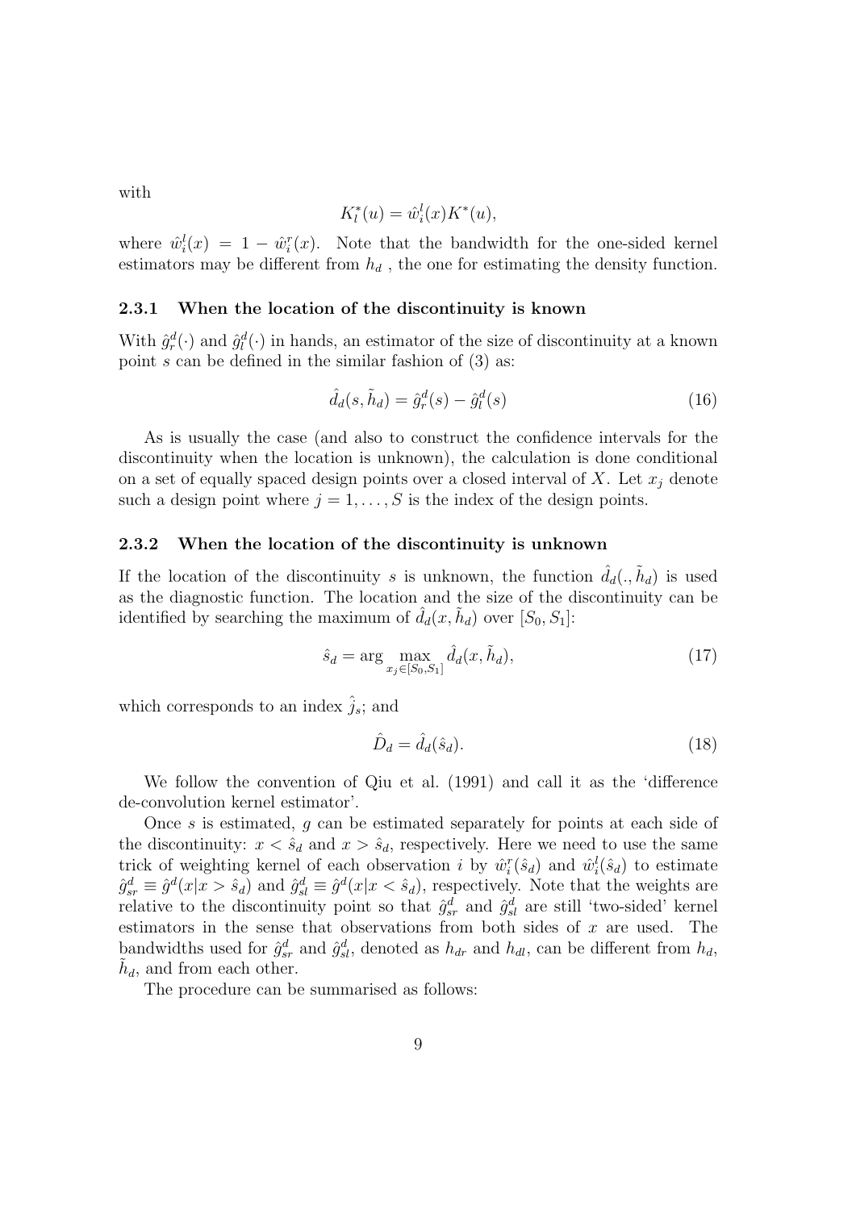with

$$K_l^*(u) = \hat{w}_i^l(x) K^*(u),$$

where $\hat{w}_i^l(x) = 1 - \hat{w}_i^r(x)$. Note that the bandwidth for the one-sided kernel estimators may be different from $h_d$ , the one for estimating the density function.

### 2.3.1 When the location of the discontinuity is known

With $\hat{g}_r^d(\cdot)$ and $\hat{g}_l^d(\cdot)$ in hands, an estimator of the size of discontinuity at a known point $s$ can be defined in the similar fashion of (3) as:

$$\hat{d}_d(s, \tilde{h}_d) = \hat{g}_r^d(s) - \hat{g}_l^d(s) \tag{16}$$

As is usually the case (and also to construct the confidence intervals for the discontinuity when the location is unknown), the calculation is done conditional on a set of equally spaced design points over a closed interval of $X$. Let $x_j$ denote such a design point where $j = 1, \ldots, S$ is the index of the design points.

### 2.3.2 When the location of the discontinuity is unknown

If the location of the discontinuity $s$ is unknown, the function $\hat{d}_d(., \tilde{h}_d)$ is used as the diagnostic function. The location and the size of the discontinuity can be identified by searching the maximum of $\hat{d}_d(x, \tilde{h}_d)$ over $[S_0, S_1]$:

$$\hat{s}_d = \arg \max_{x_j \in [S_0, S_1]} \hat{d}_d(x, \tilde{h}_d), \tag{17}$$

which corresponds to an index $\hat{j}_s$; and

$$\hat{D}_d = \hat{d}_d(\hat{s}_d). \tag{18}$$

We follow the convention of Qiu et al. (1991) and call it as the 'difference de-convolution kernel estimator'.

Once $s$ is estimated, $g$ can be estimated separately for points at each side of the discontinuity: $x < \hat{s}_d$ and $x > \hat{s}_d$, respectively. Here we need to use the same trick of weighting kernel of each observation $i$ by $\hat{w}_i^r(\hat{s}_d)$ and $\hat{w}_i^l(\hat{s}_d)$ to estimate $\hat{g}_{sr}^d \equiv \hat{g}^d(x|x > \hat{s}_d)$ and $\hat{g}_{sl}^d \equiv \hat{g}^d(x|x < \hat{s}_d)$, respectively. Note that the weights are relative to the discontinuity point so that $\hat{g}_{sr}^d$ and $\hat{g}_{sl}^d$ are still 'two-sided' kernel estimators in the sense that observations from both sides of $x$ are used. The bandwidths used for $\hat{g}_{sr}^d$ and $\hat{g}_{sl}^d$, denoted as $h_{dr}$ and $h_{dl}$, can be different from $h_d$, $\tilde{h}_d$, and from each other.

The procedure can be summarised as follows: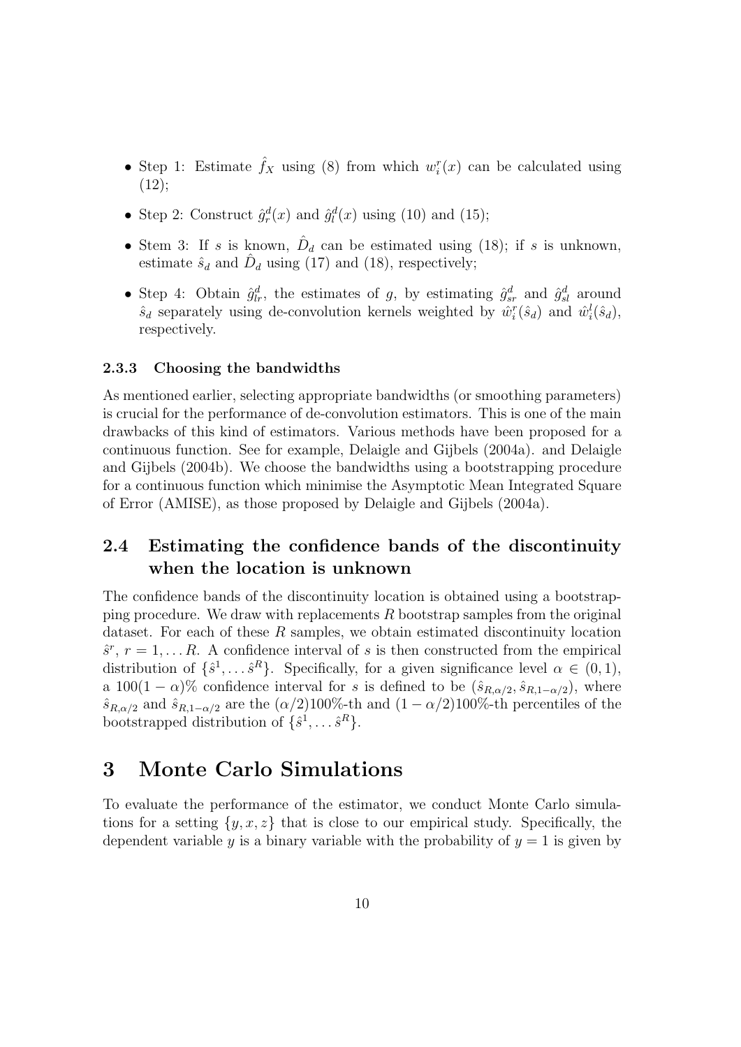- Step 1: Estimate $\hat{f}_X$ using (8) from which $w_i^r(x)$ can be calculated using (12);
- Step 2: Construct $\hat{g}_r^d(x)$ and $\hat{g}_l^d(x)$ using (10) and (15);
- Stem 3: If $s$ is known, $\hat{D}_d$ can be estimated using (18); if $s$ is unknown, estimate $\hat{s}_d$ and $\hat{D}_d$ using (17) and (18), respectively;
- Step 4: Obtain $\hat{g}_{lr}^d$, the estimates of $g$, by estimating $\hat{g}_{sr}^d$ and $\hat{g}_{sl}^d$ around $\hat{s}_d$ separately using de-convolution kernels weighted by $\hat{w}_i^r(\hat{s}_d)$ and $\hat{w}_i^l(\hat{s}_d)$, respectively.

### 2.3.3 Choosing the bandwidths

As mentioned earlier, selecting appropriate bandwidths (or smoothing parameters) is crucial for the performance of de-convolution estimators. This is one of the main drawbacks of this kind of estimators. Various methods have been proposed for a continuous function. See for example, Delaigle and Gijbels (2004a). and Delaigle and Gijbels (2004b). We choose the bandwidths using a bootstrapping procedure for a continuous function which minimise the Asymptotic Mean Integrated Square of Error (AMISE), as those proposed by Delaigle and Gijbels (2004a).

## 2.4 Estimating the confidence bands of the discontinuity when the location is unknown

The confidence bands of the discontinuity location is obtained using a bootstrapping procedure. We draw with replacements $R$ bootstrap samples from the original dataset. For each of these $R$ samples, we obtain estimated discontinuity location $\hat{s}^r$, $r = 1, \ldots R$. A confidence interval of $s$ is then constructed from the empirical distribution of $\{\hat{s}^1, \ldots \hat{s}^R\}$. Specifically, for a given significance level $\alpha \in (0, 1)$, a $100(1 - \alpha)\%$ confidence interval for $s$ is defined to be $(\hat{s}_{R,\alpha/2}, \hat{s}_{R,1-\alpha/2})$, where $\hat{s}_{R,\alpha/2}$ and $\hat{s}_{R,1-\alpha/2}$ are the $(\alpha/2)100\%$-th and $(1 - \alpha/2)100\%$-th percentiles of the bootstrapped distribution of $\{\hat{s}^1, \ldots \hat{s}^R\}$.

# 3 Monte Carlo Simulations

To evaluate the performance of the estimator, we conduct Monte Carlo simulations for a setting $\{y, x, z\}$ that is close to our empirical study. Specifically, the dependent variable $y$ is a binary variable with the probability of $y = 1$ is given by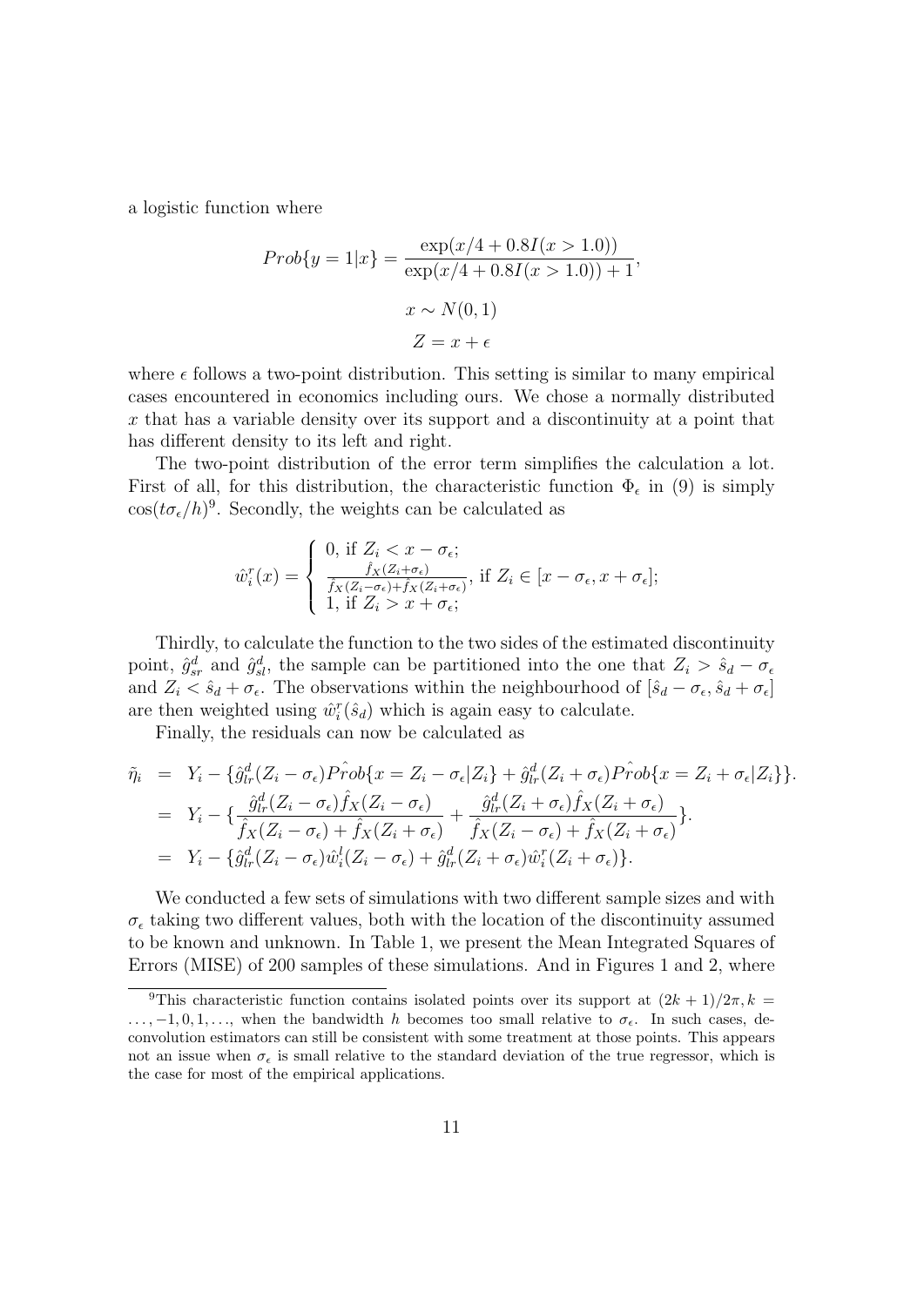a logistic function where

$$Prob\{y = 1|x\} = \frac{\exp(x/4 + 0.8I(x > 1.0))}{\exp(x/4 + 0.8I(x > 1.0)) + 1},$$

$$x \sim N(0, 1)$$

$$Z = x + \epsilon$$

where $\epsilon$ follows a two-point distribution. This setting is similar to many empirical cases encountered in economics including ours. We chose a normally distributed $x$ that has a variable density over its support and a discontinuity at a point that has different density to its left and right.

The two-point distribution of the error term simplifies the calculation a lot. First of all, for this distribution, the characteristic function $\Phi_\epsilon$ in (9) is simply $\cos(t\sigma_\epsilon/h)$[9]. Secondly, the weights can be calculated as

$$\hat{w}_i^r(x) = \begin{cases} 0, \text{ if } Z_i < x - \sigma_\epsilon; \\ \frac{\hat{f}_X(Z_i+\sigma_\epsilon)}{\hat{f}_X(Z_i-\sigma_\epsilon)+\hat{f}_X(Z_i+\sigma_\epsilon)}, \text{ if } Z_i \in [x - \sigma_\epsilon, x + \sigma_\epsilon]; \\ 1, \text{ if } Z_i > x + \sigma_\epsilon; \end{cases}$$

Thirdly, to calculate the function to the two sides of the estimated discontinuity point, $\hat{g}_{sr}^d$ and $\hat{g}_{sl}^d$, the sample can be partitioned into the one that $Z_i > \hat{s}_d - \sigma_\epsilon$ and $Z_i < \hat{s}_d + \sigma_\epsilon$. The observations within the neighbourhood of $[\hat{s}_d - \sigma_\epsilon, \hat{s}_d + \sigma_\epsilon]$ are then weighted using $\hat{w}_i^r(\hat{s}_d)$ which is again easy to calculate.

Finally, the residuals can now be calculated as

$$\begin{aligned}
\tilde{\eta}_i &= Y_i - \{\hat{g}_{lr}^d(Z_i - \sigma_\epsilon)\hat{Prob}\{x = Z_i - \sigma_\epsilon|Z_i\} + \hat{g}_{lr}^d(Z_i + \sigma_\epsilon)\hat{Prob}\{x = Z_i + \sigma_\epsilon|Z_i\}\}. \\
&= Y_i - \{\frac{\hat{g}_{lr}^d(Z_i - \sigma_\epsilon)\hat{f}_X(Z_i - \sigma_\epsilon)}{\hat{f}_X(Z_i - \sigma_\epsilon) + \hat{f}_X(Z_i + \sigma_\epsilon)} + \frac{\hat{g}_{lr}^d(Z_i + \sigma_\epsilon)\hat{f}_X(Z_i + \sigma_\epsilon)}{\hat{f}_X(Z_i - \sigma_\epsilon) + \hat{f}_X(Z_i + \sigma_\epsilon)}\}. \\
&= Y_i - \{\hat{g}_{lr}^d(Z_i - \sigma_\epsilon)\hat{w}_i^l(Z_i - \sigma_\epsilon) + \hat{g}_{lr}^d(Z_i + \sigma_\epsilon)\hat{w}_i^r(Z_i + \sigma_\epsilon)\}.
\end{aligned}$$

We conducted a few sets of simulations with two different sample sizes and with $\sigma_\epsilon$ taking two different values, both with the location of the discontinuity assumed to be known and unknown. In Table 1, we present the Mean Integrated Squares of Errors (MISE) of 200 samples of these simulations. And in Figures 1 and 2, where

[9]This characteristic function contains isolated points over its support at $(2k+1)/2\pi, k = \ldots, -1, 0, 1, \ldots$, when the bandwidth $h$ becomes too small relative to $\sigma_\epsilon$. In such cases, deconvolution estimators can still be consistent with some treatment at those points. This appears not an issue when $\sigma_\epsilon$ is small relative to the standard deviation of the true regressor, which is the case for most of the empirical applications.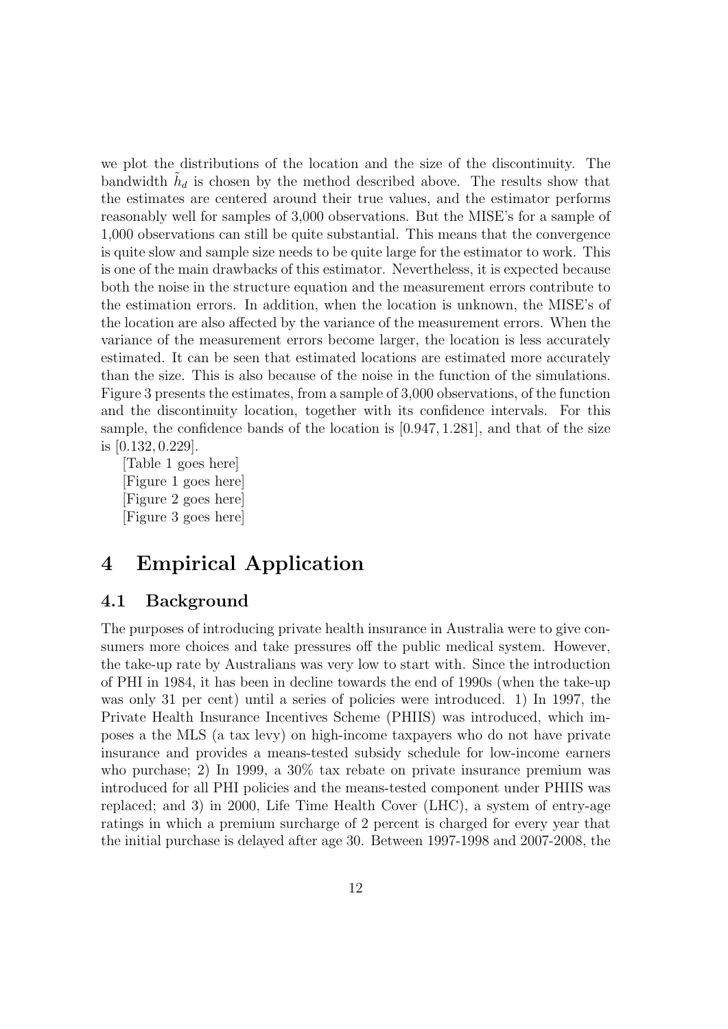we plot the distributions of the location and the size of the discontinuity. The bandwidth $\tilde{h}_d$ is chosen by the method described above. The results show that the estimates are centered around their true values, and the estimator performs reasonably well for samples of 3,000 observations. But the MISE's for a sample of 1,000 observations can still be quite substantial. This means that the convergence is quite slow and sample size needs to be quite large for the estimator to work. This is one of the main drawbacks of this estimator. Nevertheless, it is expected because both the noise in the structure equation and the measurement errors contribute to the estimation errors. In addition, when the location is unknown, the MISE's of the location are also affected by the variance of the measurement errors. When the variance of the measurement errors become larger, the location is less accurately estimated. It can be seen that estimated locations are estimated more accurately than the size. This is also because of the noise in the function of the simulations. Figure 3 presents the estimates, from a sample of 3,000 observations, of the function and the discontinuity location, together with its confidence intervals. For this sample, the confidence bands of the location is $[0.947, 1.281]$, and that of the size is $[0.132, 0.229]$.

[Table 1 goes here]

[Figure 1 goes here]

[Figure 2 goes here]

[Figure 3 goes here]

# 4 Empirical Application

## 4.1 Background

The purposes of introducing private health insurance in Australia were to give consumers more choices and take pressures off the public medical system. However, the take-up rate by Australians was very low to start with. Since the introduction of PHI in 1984, it has been in decline towards the end of 1990s (when the take-up was only 31 per cent) until a series of policies were introduced. 1) In 1997, the Private Health Insurance Incentives Scheme (PHIIS) was introduced, which imposes a the MLS (a tax levy) on high-income taxpayers who do not have private insurance and provides a means-tested subsidy schedule for low-income earners who purchase; 2) In 1999, a 30% tax rebate on private insurance premium was introduced for all PHI policies and the means-tested component under PHIIS was replaced; and 3) in 2000, Life Time Health Cover (LHC), a system of entry-age ratings in which a premium surcharge of 2 percent is charged for every year that the initial purchase is delayed after age 30. Between 1997-1998 and 2007-2008, the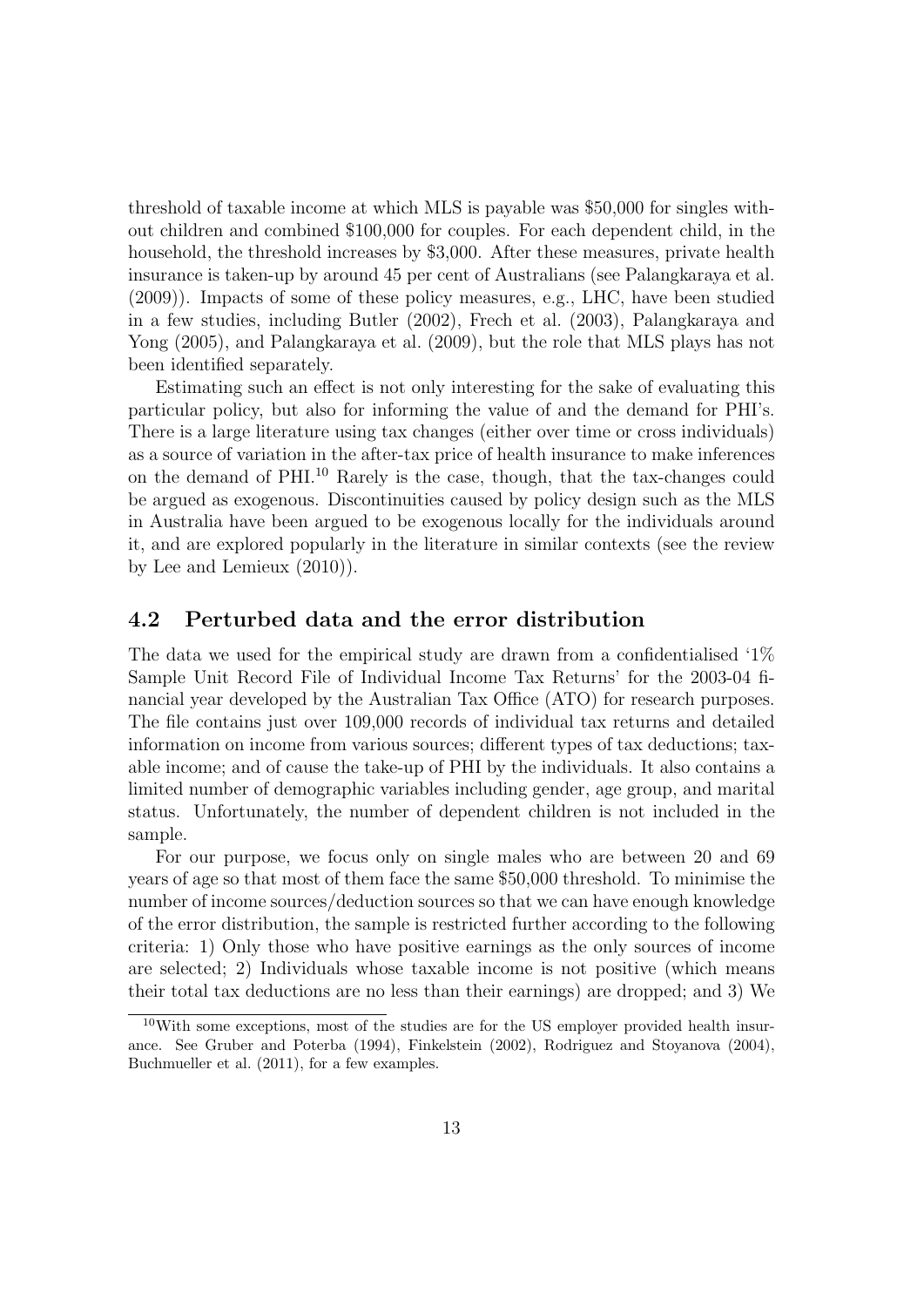threshold of taxable income at which MLS is payable was \$50,000 for singles without children and combined \$100,000 for couples. For each dependent child, in the household, the threshold increases by \$3,000. After these measures, private health insurance is taken-up by around 45 per cent of Australians (see Palangkaraya et al. (2009)). Impacts of some of these policy measures, e.g., LHC, have been studied in a few studies, including Butler (2002), Frech et al. (2003), Palangkaraya and Yong (2005), and Palangkaraya et al. (2009), but the role that MLS plays has not been identified separately.

Estimating such an effect is not only interesting for the sake of evaluating this particular policy, but also for informing the value of and the demand for PHI's. There is a large literature using tax changes (either over time or cross individuals) as a source of variation in the after-tax price of health insurance to make inferences on the demand of PHI.[10] Rarely is the case, though, that the tax-changes could be argued as exogenous. Discontinuities caused by policy design such as the MLS in Australia have been argued to be exogenous locally for the individuals around it, and are explored popularly in the literature in similar contexts (see the review by Lee and Lemieux (2010)).

## 4.2 Perturbed data and the error distribution

The data we used for the empirical study are drawn from a confidentialised '1% Sample Unit Record File of Individual Income Tax Returns' for the 2003-04 financial year developed by the Australian Tax Office (ATO) for research purposes. The file contains just over 109,000 records of individual tax returns and detailed information on income from various sources; different types of tax deductions; taxable income; and of cause the take-up of PHI by the individuals. It also contains a limited number of demographic variables including gender, age group, and marital status. Unfortunately, the number of dependent children is not included in the sample.

For our purpose, we focus only on single males who are between 20 and 69 years of age so that most of them face the same \$50,000 threshold. To minimise the number of income sources/deduction sources so that we can have enough knowledge of the error distribution, the sample is restricted further according to the following criteria: 1) Only those who have positive earnings as the only sources of income are selected; 2) Individuals whose taxable income is not positive (which means their total tax deductions are no less than their earnings) are dropped; and 3) We

[10] With some exceptions, most of the studies are for the US employer provided health insurance. See Gruber and Poterba (1994), Finkelstein (2002), Rodriguez and Stoyanova (2004), Buchmueller et al. (2011), for a few examples.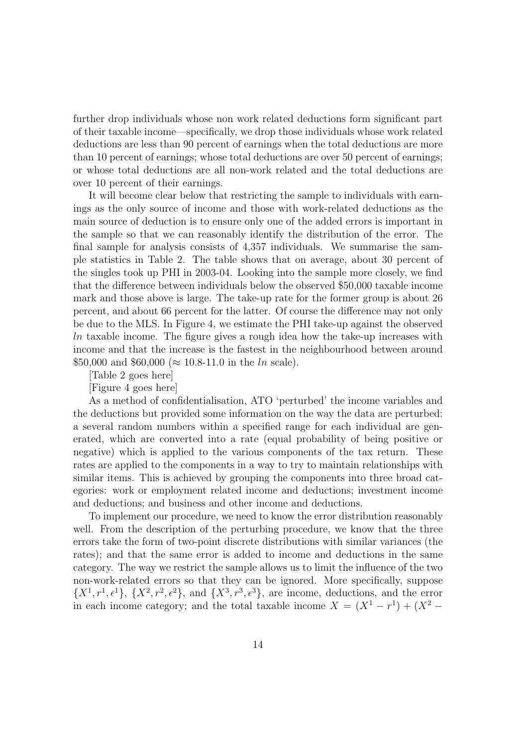further drop individuals whose non work related deductions form significant part of their taxable income—specifically, we drop those individuals whose work related deductions are less than 90 percent of earnings when the total deductions are more than 10 percent of earnings; whose total deductions are over 50 percent of earnings; or whose total deductions are all non-work related and the total deductions are over 10 percent of their earnings.

It will become clear below that restricting the sample to individuals with earnings as the only source of income and those with work-related deductions as the main source of deduction is to ensure only one of the added errors is important in the sample so that we can reasonably identify the distribution of the error. The final sample for analysis consists of 4,357 individuals. We summarise the sample statistics in Table 2. The table shows that on average, about 30 percent of the singles took up PHI in 2003-04. Looking into the sample more closely, we find that the difference between individuals below the observed \$50,000 taxable income mark and those above is large. The take-up rate for the former group is about 26 percent, and about 66 percent for the latter. Of course the difference may not only be due to the MLS. In Figure 4, we estimate the PHI take-up against the observed *ln* taxable income. The figure gives a rough idea how the take-up increases with income and that the increase is the fastest in the neighbourhood between around \$50,000 and \$60,000 ($\approx$ 10.8-11.0 in the *ln* scale).

[Table 2 goes here]

[Figure 4 goes here]

As a method of confidentialisation, ATO 'perturbed' the income variables and the deductions but provided some information on the way the data are perturbed: a several random numbers within a specified range for each individual are generated, which are converted into a rate (equal probability of being positive or negative) which is applied to the various components of the tax return. These rates are applied to the components in a way to try to maintain relationships with similar items. This is achieved by grouping the components into three broad categories: work or employment related income and deductions; investment income and deductions; and business and other income and deductions.

To implement our procedure, we need to know the error distribution reasonably well. From the description of the perturbing procedure, we know that the three errors take the form of two-point discrete distributions with similar variances (the rates); and that the same error is added to income and deductions in the same category. The way we restrict the sample allows us to limit the influence of the two non-work-related errors so that they can be ignored. More specifically, suppose $\{X^1, r^1, \epsilon^1\}$, $\{X^2, r^2, \epsilon^2\}$, and $\{X^3, r^3, \epsilon^3\}$, are income, deductions, and the error in each income category; and the total taxable income $X = (X^1 - r^1) + (X^2 -$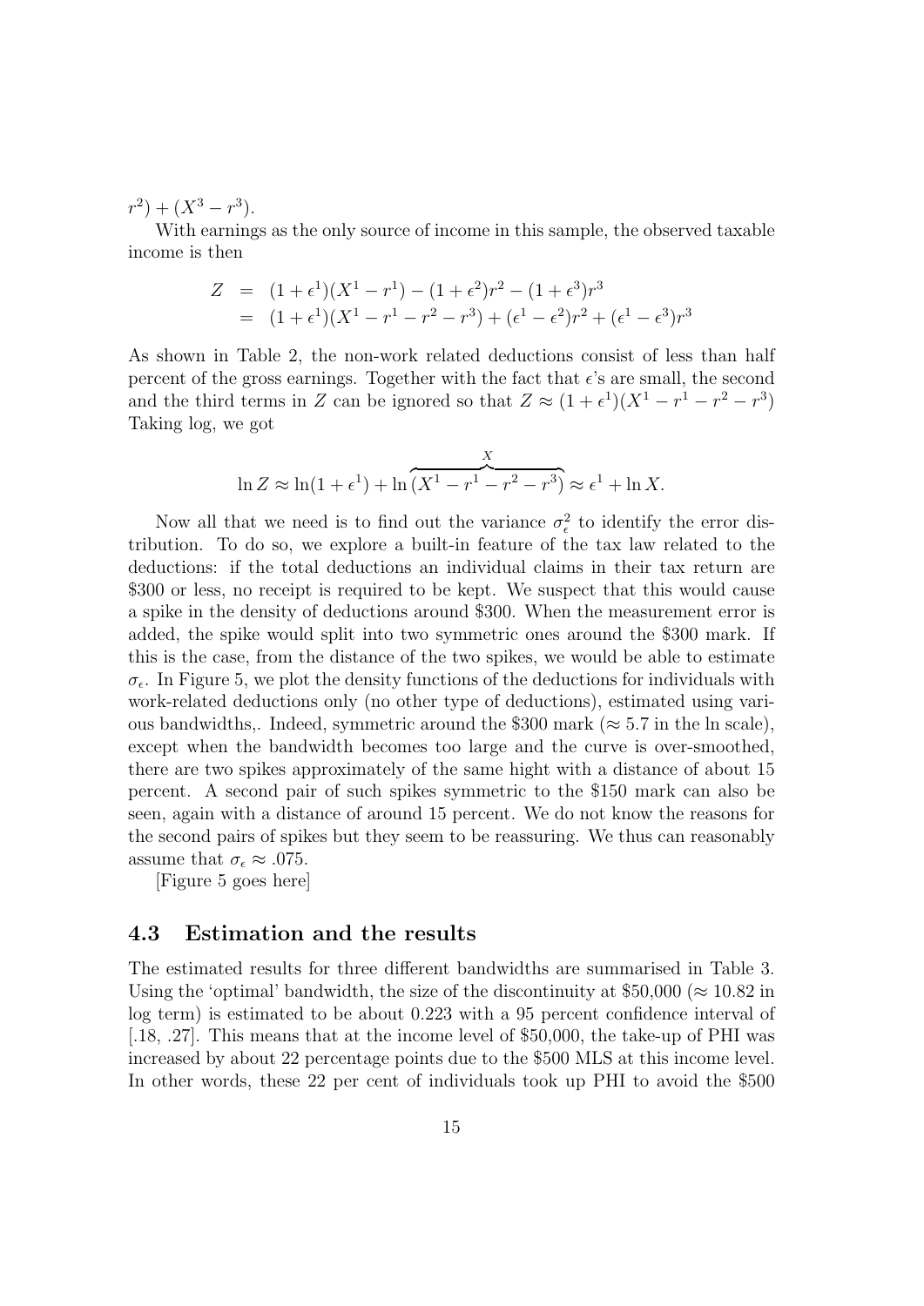$r^2) + (X^3 - r^3)$.

With earnings as the only source of income in this sample, the observed taxable income is then

$$
\begin{aligned}
Z &= (1+\epsilon^1)(X^1 - r^1) - (1+\epsilon^2)r^2 - (1+\epsilon^3)r^3 \\
&= (1+\epsilon^1)(X^1 - r^1 - r^2 - r^3) + (\epsilon^1 - \epsilon^2)r^2 + (\epsilon^1 - \epsilon^3)r^3
\end{aligned}
$$

As shown in Table 2, the non-work related deductions consist of less than half percent of the gross earnings. Together with the fact that $\epsilon$'s are small, the second and the third terms in $Z$ can be ignored so that $Z \approx (1+\epsilon^1)(X^1 - r^1 - r^2 - r^3)$ Taking log, we got

$$
\ln Z \approx \ln(1+\epsilon^1) + \ln \overbrace{(X^1 - r^1 - r^2 - r^3)}^{X} \approx \epsilon^1 + \ln X.
$$

Now all that we need is to find out the variance $\sigma_\epsilon^2$ to identify the error distribution. To do so, we explore a built-in feature of the tax law related to the deductions: if the total deductions an individual claims in their tax return are \$300 or less, no receipt is required to be kept. We suspect that this would cause a spike in the density of deductions around \$300. When the measurement error is added, the spike would split into two symmetric ones around the \$300 mark. If this is the case, from the distance of the two spikes, we would be able to estimate $\sigma_\epsilon$. In Figure 5, we plot the density functions of the deductions for individuals with work-related deductions only (no other type of deductions), estimated using various bandwidths,. Indeed, symmetric around the \$300 mark ($\approx 5.7$ in the ln scale), except when the bandwidth becomes too large and the curve is over-smoothed, there are two spikes approximately of the same hight with a distance of about 15 percent. A second pair of such spikes symmetric to the \$150 mark can also be seen, again with a distance of around 15 percent. We do not know the reasons for the second pairs of spikes but they seem to be reassuring. We thus can reasonably assume that $\sigma_\epsilon \approx .075$.

[Figure 5 goes here]

### 4.3 Estimation and the results

The estimated results for three different bandwidths are summarised in Table 3. Using the 'optimal' bandwidth, the size of the discontinuity at \$50,000 ($\approx 10.82$ in log term) is estimated to be about 0.223 with a 95 percent confidence interval of [.18, .27]. This means that at the income level of \$50,000, the take-up of PHI was increased by about 22 percentage points due to the \$500 MLS at this income level. In other words, these 22 per cent of individuals took up PHI to avoid the \$500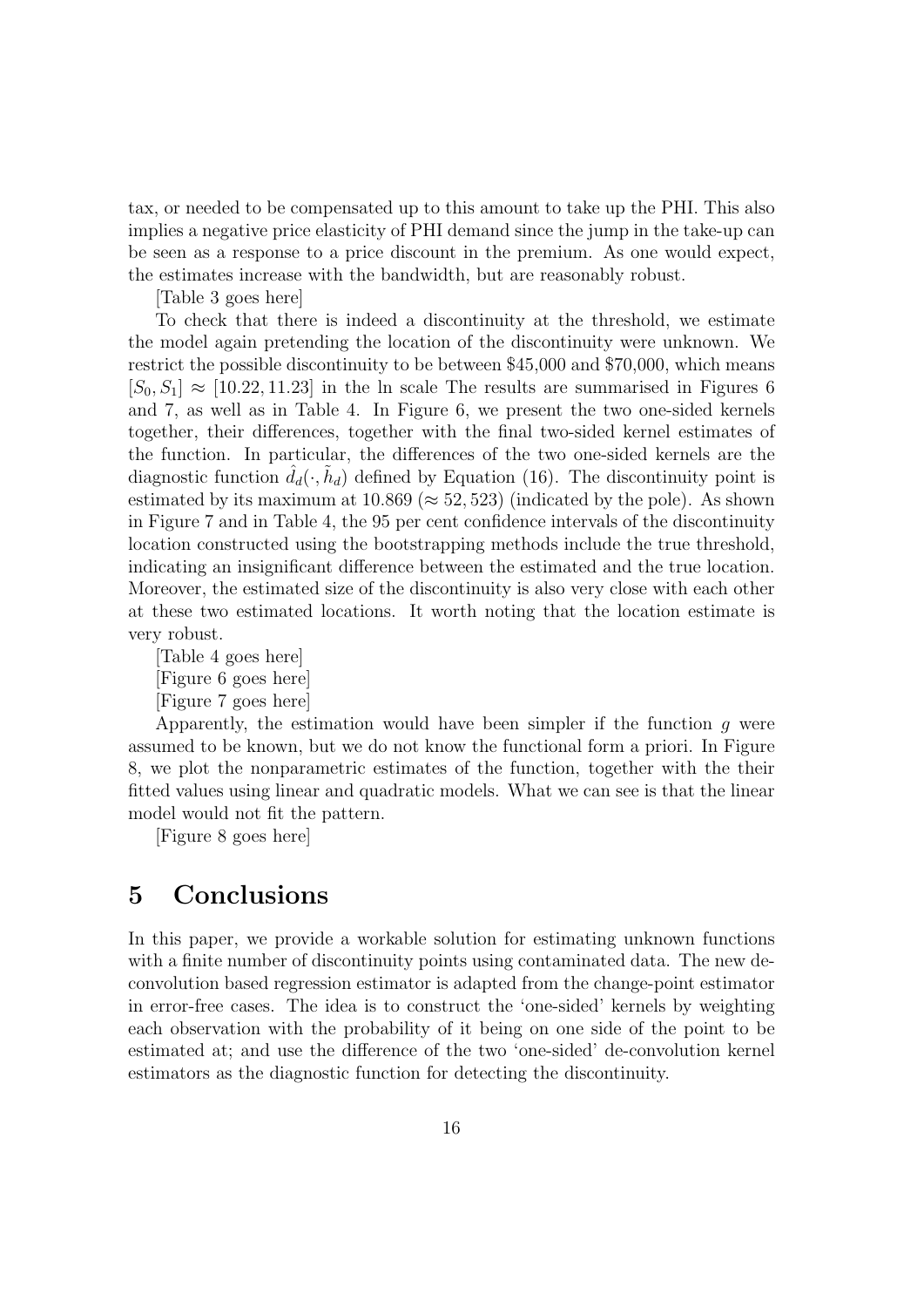tax, or needed to be compensated up to this amount to take up the PHI. This also implies a negative price elasticity of PHI demand since the jump in the take-up can be seen as a response to a price discount in the premium. As one would expect, the estimates increase with the bandwidth, but are reasonably robust.

[Table 3 goes here]

To check that there is indeed a discontinuity at the threshold, we estimate the model again pretending the location of the discontinuity were unknown. We restrict the possible discontinuity to be between \$45,000 and \$70,000, which means $[S_0, S_1] \approx [10.22, 11.23]$ in the ln scale The results are summarised in Figures 6 and 7, as well as in Table 4. In Figure 6, we present the two one-sided kernels together, their differences, together with the final two-sided kernel estimates of the function. In particular, the differences of the two one-sided kernels are the diagnostic function $\hat{d}_d(\cdot, \tilde{h}_d)$ defined by Equation (16). The discontinuity point is estimated by its maximum at 10.869 ($\approx 52,523$) (indicated by the pole). As shown in Figure 7 and in Table 4, the 95 per cent confidence intervals of the discontinuity location constructed using the bootstrapping methods include the true threshold, indicating an insignificant difference between the estimated and the true location. Moreover, the estimated size of the discontinuity is also very close with each other at these two estimated locations. It worth noting that the location estimate is very robust.

[Table 4 goes here]

[Figure 6 goes here]

[Figure 7 goes here]

Apparently, the estimation would have been simpler if the function $g$ were assumed to be known, but we do not know the functional form a priori. In Figure 8, we plot the nonparametric estimates of the function, together with the their fitted values using linear and quadratic models. What we can see is that the linear model would not fit the pattern.

[Figure 8 goes here]

# 5 Conclusions

In this paper, we provide a workable solution for estimating unknown functions with a finite number of discontinuity points using contaminated data. The new de-convolution based regression estimator is adapted from the change-point estimator in error-free cases. The idea is to construct the 'one-sided' kernels by weighting each observation with the probability of it being on one side of the point to be estimated at; and use the difference of the two 'one-sided' de-convolution kernel estimators as the diagnostic function for detecting the discontinuity.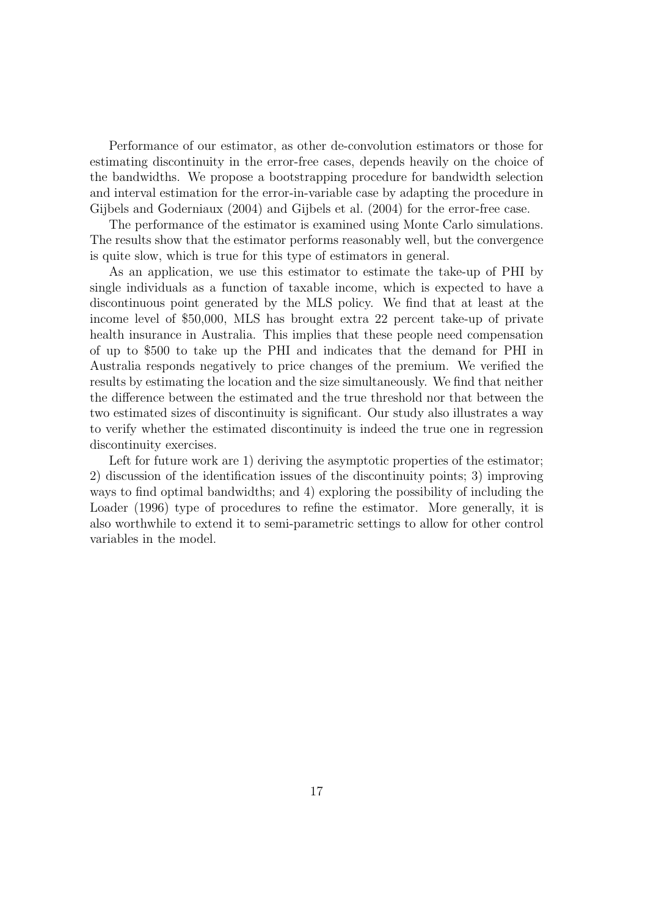Performance of our estimator, as other de-convolution estimators or those for estimating discontinuity in the error-free cases, depends heavily on the choice of the bandwidths. We propose a bootstrapping procedure for bandwidth selection and interval estimation for the error-in-variable case by adapting the procedure in Gijbels and Goderniaux (2004) and Gijbels et al. (2004) for the error-free case.

The performance of the estimator is examined using Monte Carlo simulations. The results show that the estimator performs reasonably well, but the convergence is quite slow, which is true for this type of estimators in general.

As an application, we use this estimator to estimate the take-up of PHI by single individuals as a function of taxable income, which is expected to have a discontinuous point generated by the MLS policy. We find that at least at the income level of $50,000, MLS has brought extra 22 percent take-up of private health insurance in Australia. This implies that these people need compensation of up to $500 to take up the PHI and indicates that the demand for PHI in Australia responds negatively to price changes of the premium. We verified the results by estimating the location and the size simultaneously. We find that neither the difference between the estimated and the true threshold nor that between the two estimated sizes of discontinuity is significant. Our study also illustrates a way to verify whether the estimated discontinuity is indeed the true one in regression discontinuity exercises.

Left for future work are 1) deriving the asymptotic properties of the estimator; 2) discussion of the identification issues of the discontinuity points; 3) improving ways to find optimal bandwidths; and 4) exploring the possibility of including the Loader (1996) type of procedures to refine the estimator. More generally, it is also worthwhile to extend it to semi-parametric settings to allow for other control variables in the model.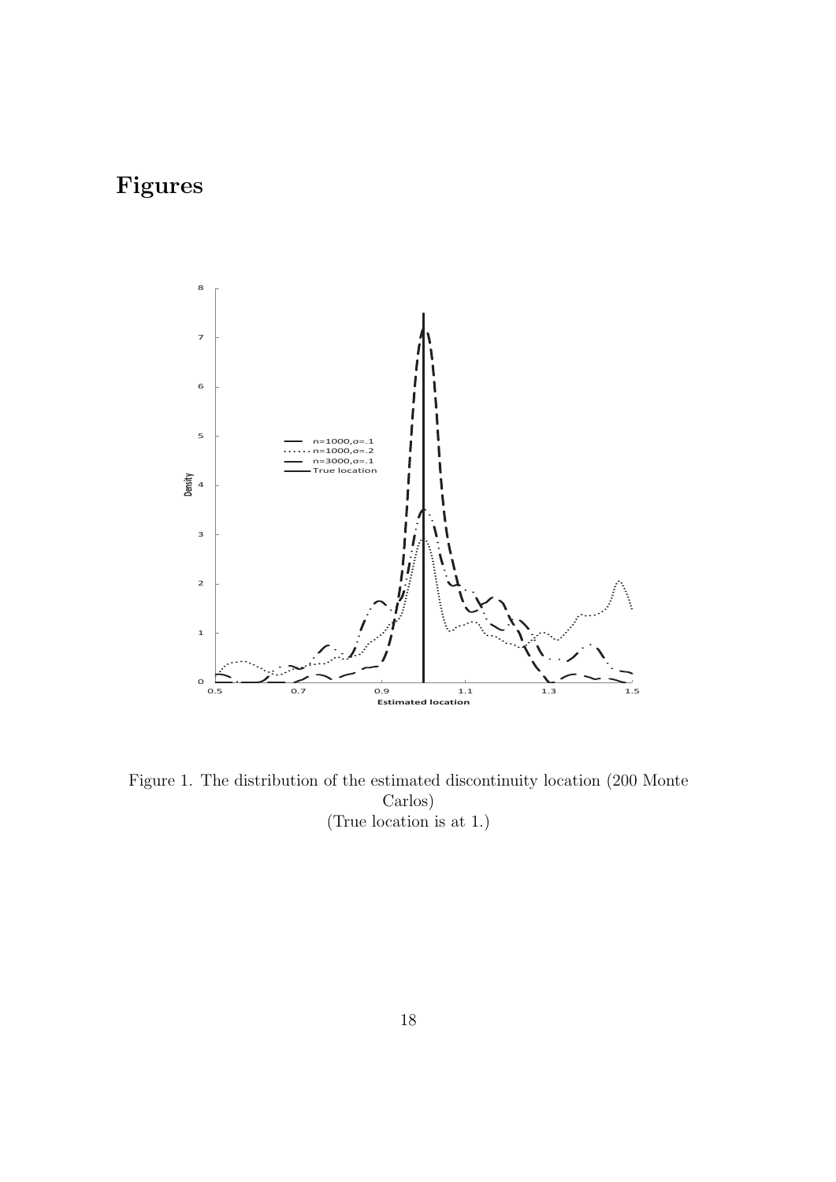# Figures

Figure 1. The distribution of the estimated discontinuity location (200 Monte Carlos)
(True location is at 1.)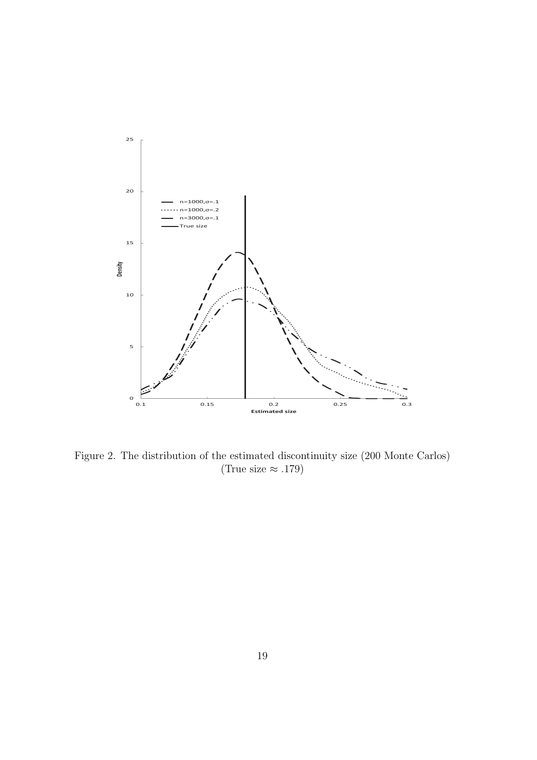Figure 2. The distribution of the estimated discontinuity size (200 Monte Carlos)
(True size ≈ .179)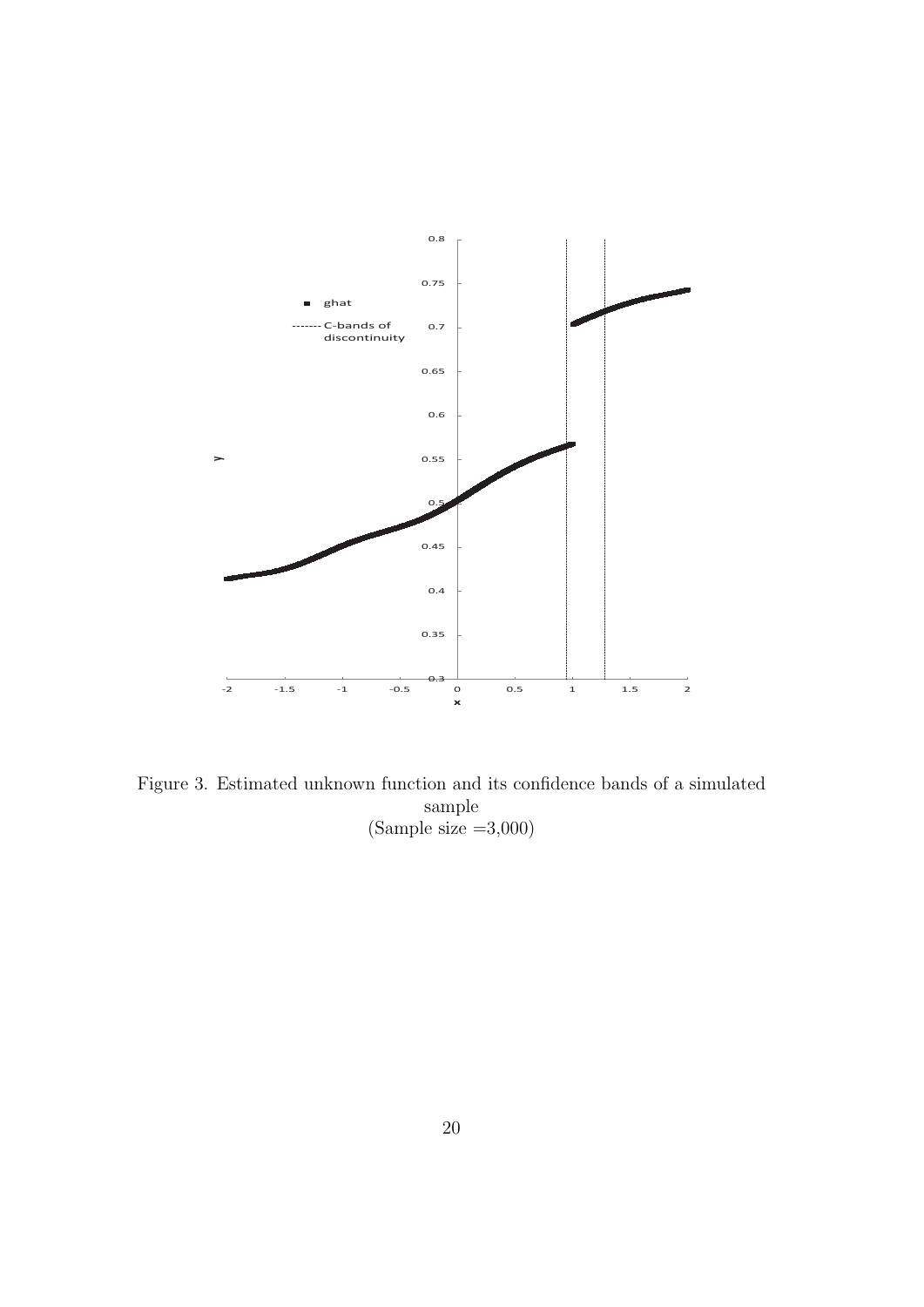Figure 3. Estimated unknown function and its confidence bands of a simulated sample
(Sample size =3,000)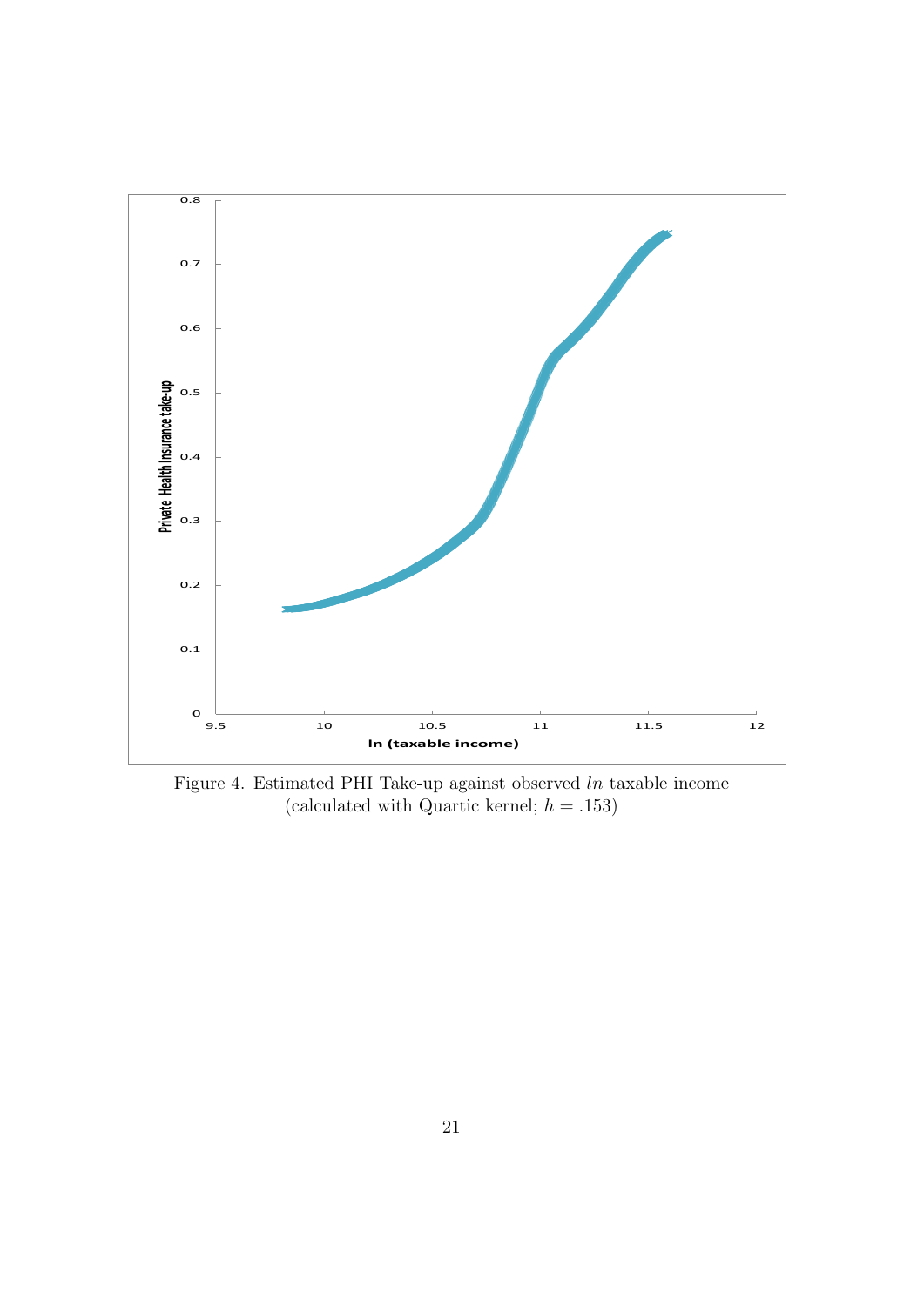Figure 4. Estimated PHI Take-up against observed $ln$ taxable income (calculated with Quartic kernel; $h = .153$)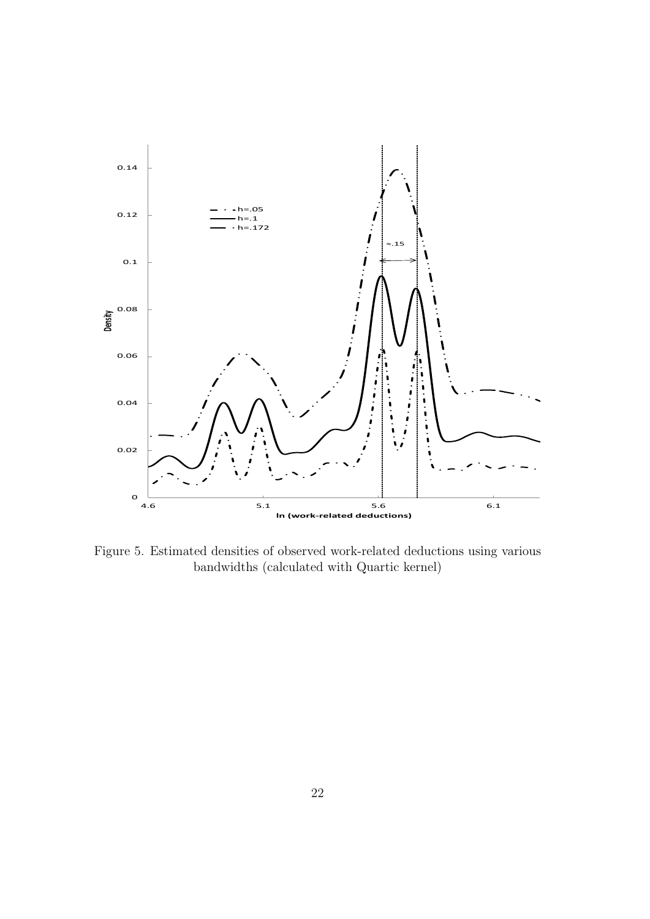Figure 5. Estimated densities of observed work-related deductions using various bandwidths (calculated with Quartic kernel)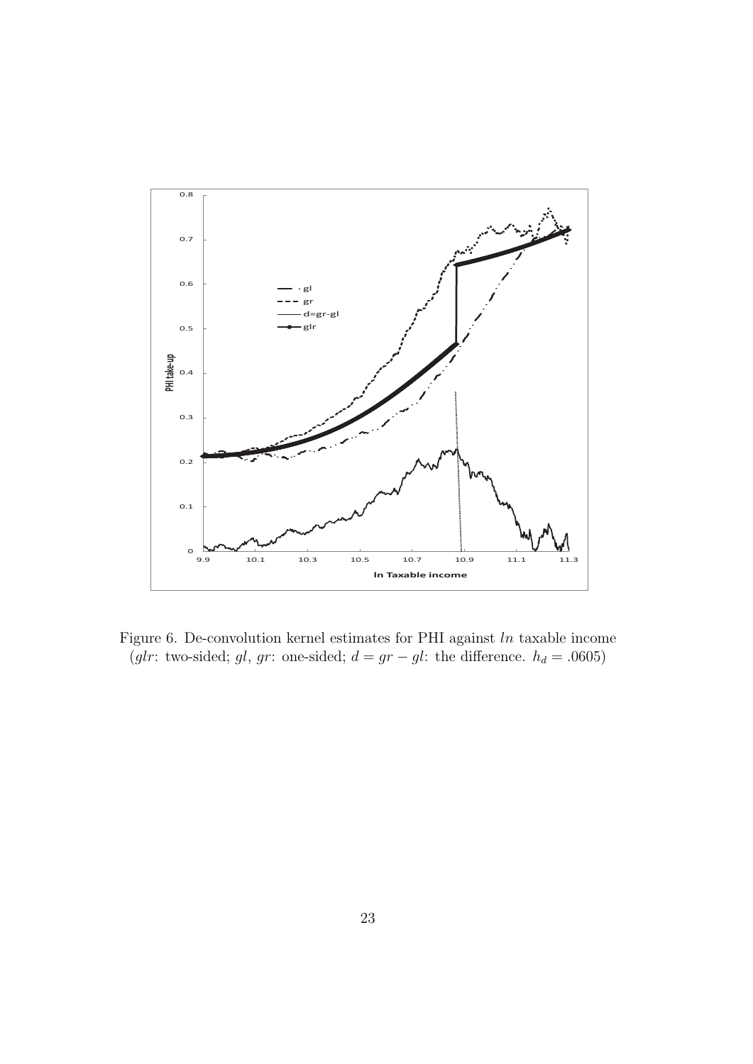Figure 6. De-convolution kernel estimates for PHI against $ln$ taxable income ($glr$: two-sided; $gl$, $gr$: one-sided; $d = gr - gl$: the difference. $h_d = .0605$)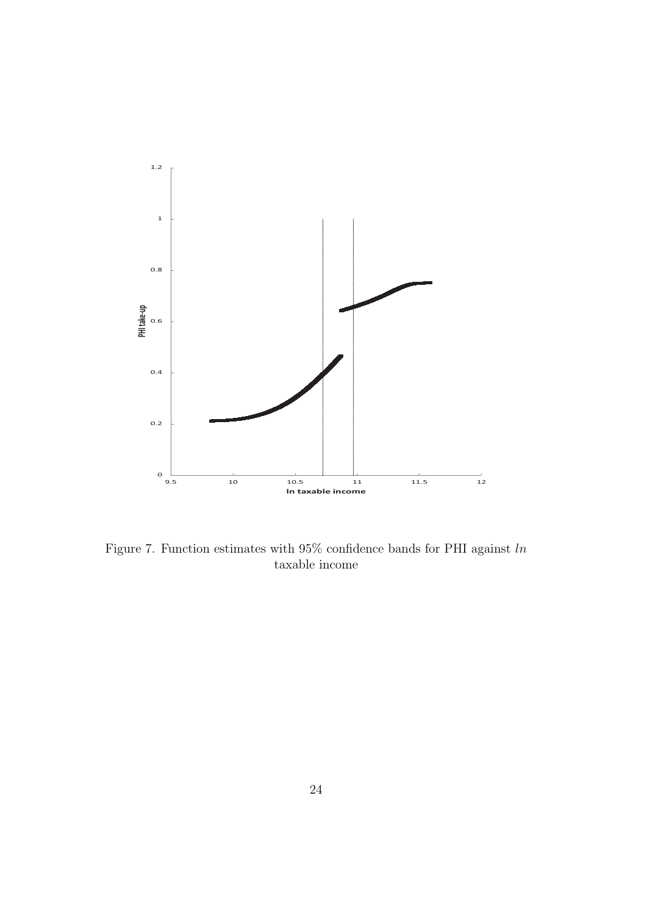Figure 7. Function estimates with 95% confidence bands for PHI against $ln$ taxable income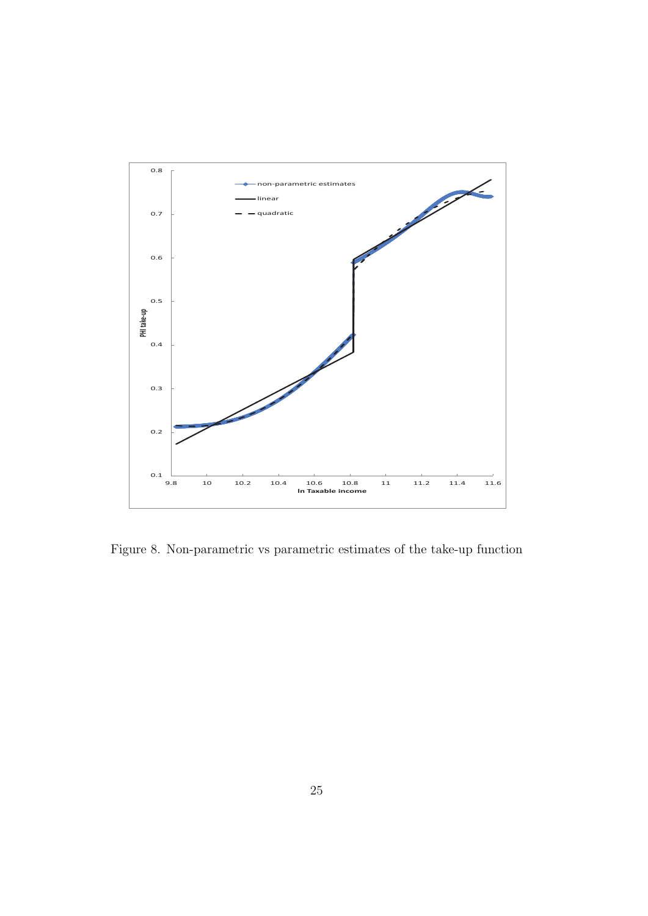Figure 8. Non-parametric vs parametric estimates of the take-up function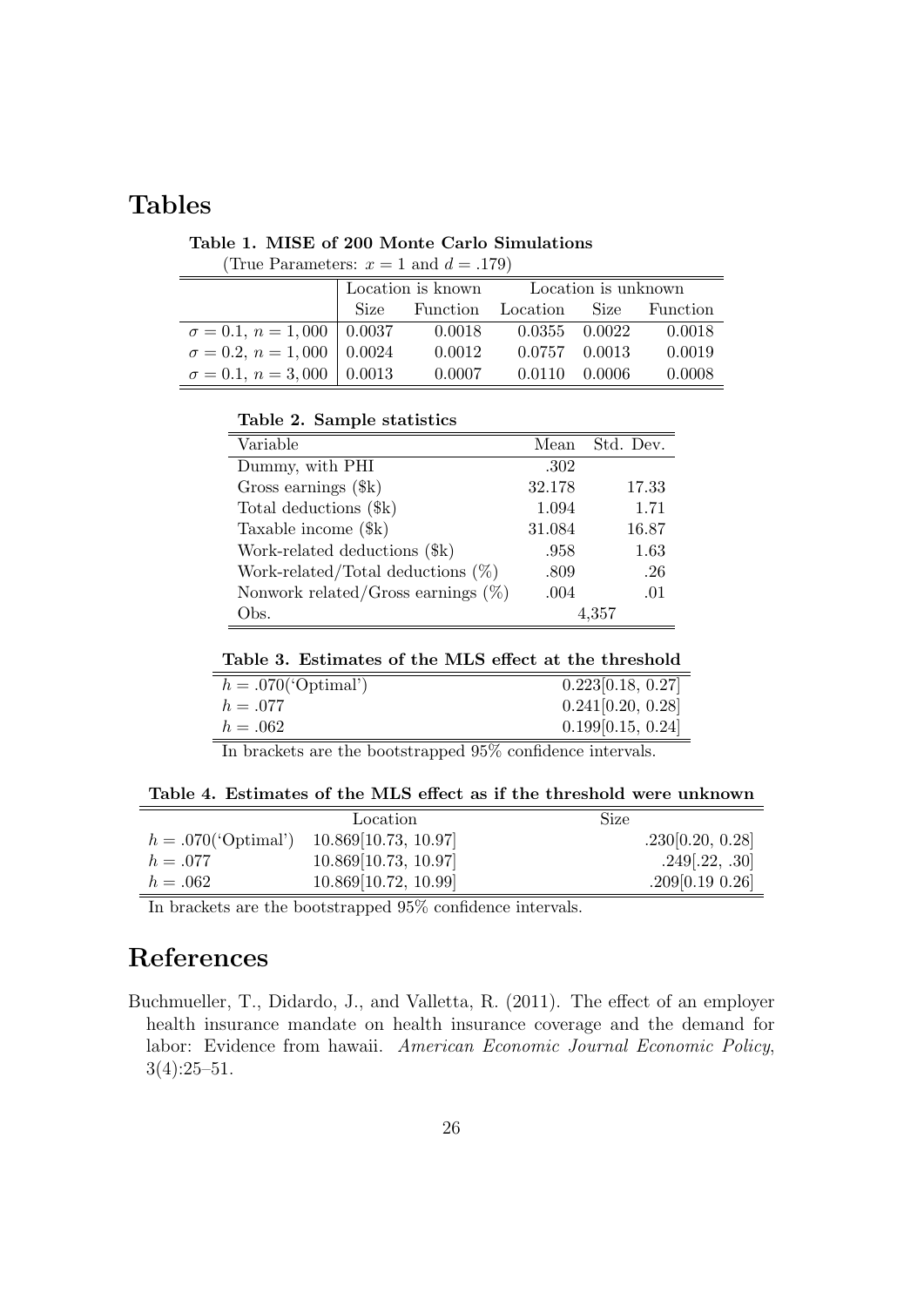# Tables

**Table 1. MISE of 200 Monte Carlo Simulations**

(True Parameters: $x = 1$ and $d = .179$)

| | Location is known | | Location is unknown | | |
|---|---|---|---|---|---|
| | Size | Function | Location | Size | Function |
| $\sigma = 0.1$, $n = 1,000$ | 0.0037 | 0.0018 | 0.0355 | 0.0022 | 0.0018 |
| $\sigma = 0.2$, $n = 1,000$ | 0.0024 | 0.0012 | 0.0757 | 0.0013 | 0.0019 |
| $\sigma = 0.1$, $n = 3,000$ | 0.0013 | 0.0007 | 0.0110 | 0.0006 | 0.0008 |

**Table 2. Sample statistics**

| Variable | Mean | Std. Dev. |
|---|---|---|
| Dummy, with PHI | .302 | |
| Gross earnings ($k) | 32.178 | 17.33 |
| Total deductions ($k) | 1.094 | 1.71 |
| Taxable income ($k) | 31.084 | 16.87 |
| Work-related deductions ($k) | .958 | 1.63 |
| Work-related/Total deductions (%) | .809 | .26 |
| Nonwork related/Gross earnings (%) | .004 | .01 |
| Obs. | 4,357 | |

**Table 3. Estimates of the MLS effect at the threshold**

| | |
|---|---|
| $h = .070$('Optimal') | 0.223[0.18, 0.27] |
| $h = .077$ | 0.241[0.20, 0.28] |
| $h = .062$ | 0.199[0.15, 0.24] |

In brackets are the bootstrapped 95% confidence intervals.

**Table 4. Estimates of the MLS effect as if the threshold were unknown**

| | Location | Size |
|---|---|---|
| $h = .070$('Optimal') | 10.869[10.73, 10.97] | .230[0.20, 0.28] |
| $h = .077$ | 10.869[10.73, 10.97] | .249[.22, .30] |
| $h = .062$ | 10.869[10.72, 10.99] | .209[0.19 0.26] |

In brackets are the bootstrapped 95% confidence intervals.

# References

Buchmueller, T., Didardo, J., and Valletta, R. (2011). The effect of an employer health insurance mandate on health insurance coverage and the demand for labor: Evidence from hawaii. *American Economic Journal Economic Policy*, 3(4):25–51.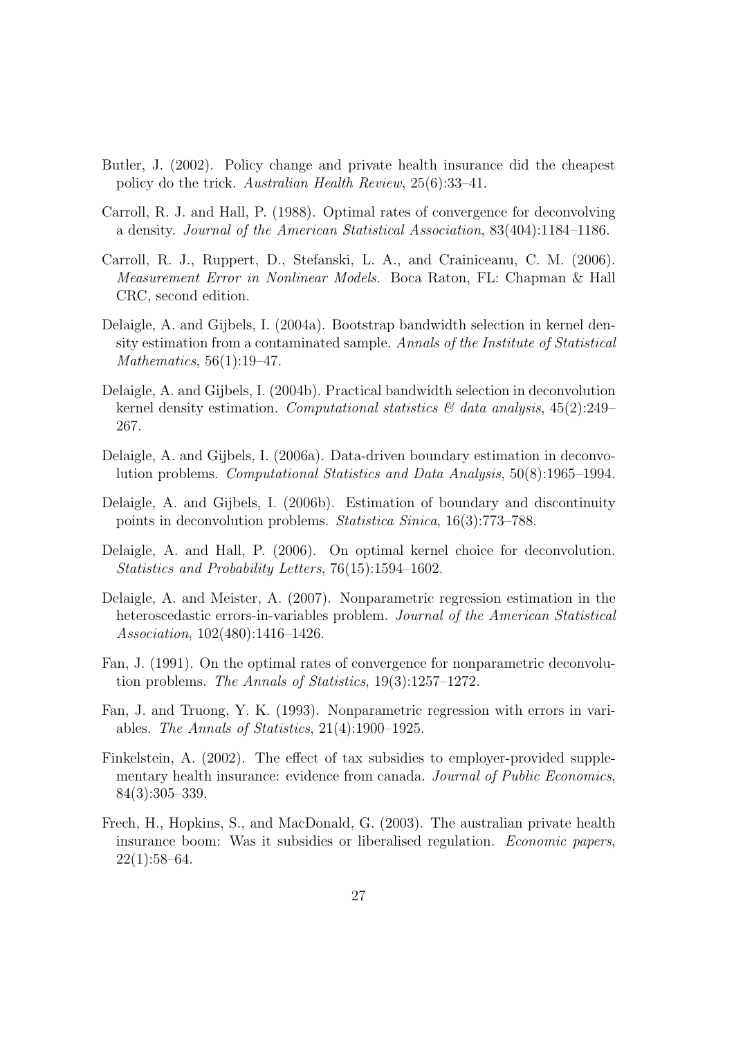Butler, J. (2002). Policy change and private health insurance did the cheapest policy do the trick. *Australian Health Review*, 25(6):33–41.

Carroll, R. J. and Hall, P. (1988). Optimal rates of convergence for deconvolving a density. *Journal of the American Statistical Association*, 83(404):1184–1186.

Carroll, R. J., Ruppert, D., Stefanski, L. A., and Crainiceanu, C. M. (2006). *Measurement Error in Nonlinear Models*. Boca Raton, FL: Chapman & Hall CRC, second edition.

Delaigle, A. and Gijbels, I. (2004a). Bootstrap bandwidth selection in kernel density estimation from a contaminated sample. *Annals of the Institute of Statistical Mathematics*, 56(1):19–47.

Delaigle, A. and Gijbels, I. (2004b). Practical bandwidth selection in deconvolution kernel density estimation. *Computational statistics & data analysis*, 45(2):249–267.

Delaigle, A. and Gijbels, I. (2006a). Data-driven boundary estimation in deconvolution problems. *Computational Statistics and Data Analysis*, 50(8):1965–1994.

Delaigle, A. and Gijbels, I. (2006b). Estimation of boundary and discontinuity points in deconvolution problems. *Statistica Sinica*, 16(3):773–788.

Delaigle, A. and Hall, P. (2006). On optimal kernel choice for deconvolution. *Statistics and Probability Letters*, 76(15):1594–1602.

Delaigle, A. and Meister, A. (2007). Nonparametric regression estimation in the heteroscedastic errors-in-variables problem. *Journal of the American Statistical Association*, 102(480):1416–1426.

Fan, J. (1991). On the optimal rates of convergence for nonparametric deconvolution problems. *The Annals of Statistics*, 19(3):1257–1272.

Fan, J. and Truong, Y. K. (1993). Nonparametric regression with errors in variables. *The Annals of Statistics*, 21(4):1900–1925.

Finkelstein, A. (2002). The effect of tax subsidies to employer-provided supplementary health insurance: evidence from canada. *Journal of Public Economics*, 84(3):305–339.

Frech, H., Hopkins, S., and MacDonald, G. (2003). The australian private health insurance boom: Was it subsidies or liberalised regulation. *Economic papers*, 22(1):58–64.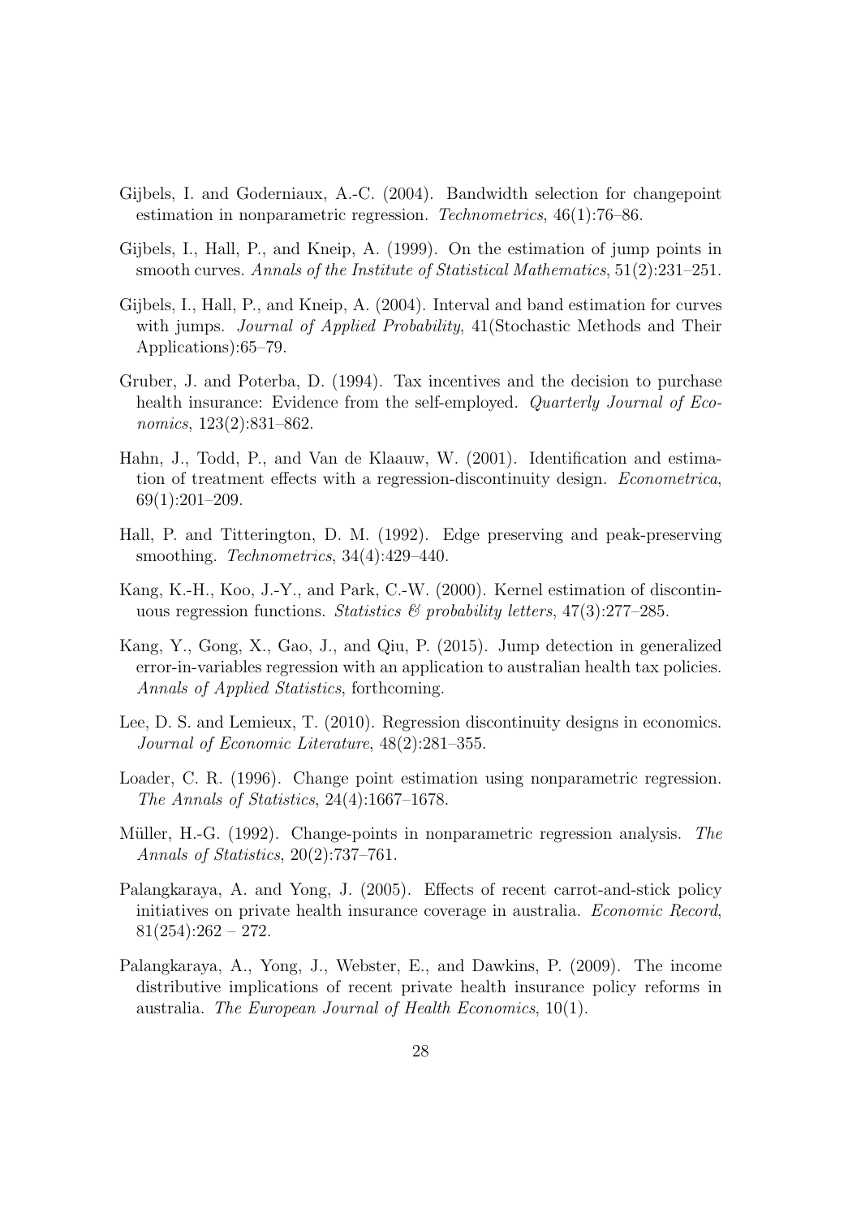Gijbels, I. and Goderniaux, A.-C. (2004). Bandwidth selection for changepoint estimation in nonparametric regression. *Technometrics*, 46(1):76–86.

Gijbels, I., Hall, P., and Kneip, A. (1999). On the estimation of jump points in smooth curves. *Annals of the Institute of Statistical Mathematics*, 51(2):231–251.

Gijbels, I., Hall, P., and Kneip, A. (2004). Interval and band estimation for curves with jumps. *Journal of Applied Probability*, 41(Stochastic Methods and Their Applications):65–79.

Gruber, J. and Poterba, D. (1994). Tax incentives and the decision to purchase health insurance: Evidence from the self-employed. *Quarterly Journal of Economics*, 123(2):831–862.

Hahn, J., Todd, P., and Van de Klaauw, W. (2001). Identification and estimation of treatment effects with a regression-discontinuity design. *Econometrica*, 69(1):201–209.

Hall, P. and Titterington, D. M. (1992). Edge preserving and peak-preserving smoothing. *Technometrics*, 34(4):429–440.

Kang, K.-H., Koo, J.-Y., and Park, C.-W. (2000). Kernel estimation of discontinuous regression functions. *Statistics & probability letters*, 47(3):277–285.

Kang, Y., Gong, X., Gao, J., and Qiu, P. (2015). Jump detection in generalized error-in-variables regression with an application to australian health tax policies. *Annals of Applied Statistics*, forthcoming.

Lee, D. S. and Lemieux, T. (2010). Regression discontinuity designs in economics. *Journal of Economic Literature*, 48(2):281–355.

Loader, C. R. (1996). Change point estimation using nonparametric regression. *The Annals of Statistics*, 24(4):1667–1678.

Müller, H.-G. (1992). Change-points in nonparametric regression analysis. *The Annals of Statistics*, 20(2):737–761.

Palangkaraya, A. and Yong, J. (2005). Effects of recent carrot-and-stick policy initiatives on private health insurance coverage in australia. *Economic Record*, 81(254):262 – 272.

Palangkaraya, A., Yong, J., Webster, E., and Dawkins, P. (2009). The income distributive implications of recent private health insurance policy reforms in australia. *The European Journal of Health Economics*, 10(1).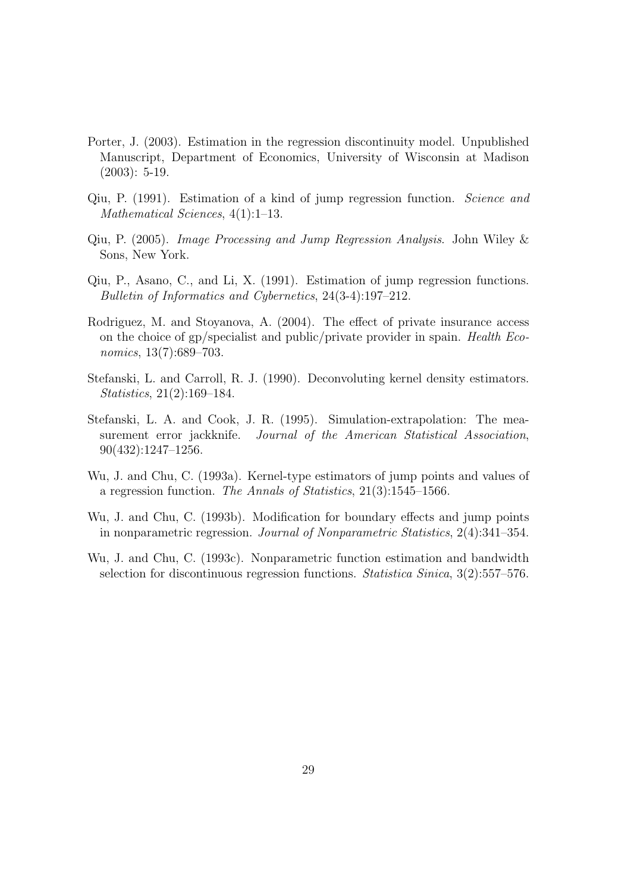Porter, J. (2003). Estimation in the regression discontinuity model. Unpublished Manuscript, Department of Economics, University of Wisconsin at Madison (2003): 5-19.

Qiu, P. (1991). Estimation of a kind of jump regression function. *Science and Mathematical Sciences*, 4(1):1–13.

Qiu, P. (2005). *Image Processing and Jump Regression Analysis*. John Wiley & Sons, New York.

Qiu, P., Asano, C., and Li, X. (1991). Estimation of jump regression functions. *Bulletin of Informatics and Cybernetics*, 24(3-4):197–212.

Rodriguez, M. and Stoyanova, A. (2004). The effect of private insurance access on the choice of gp/specialist and public/private provider in spain. *Health Economics*, 13(7):689–703.

Stefanski, L. and Carroll, R. J. (1990). Deconvoluting kernel density estimators. *Statistics*, 21(2):169–184.

Stefanski, L. A. and Cook, J. R. (1995). Simulation-extrapolation: The measurement error jackknife. *Journal of the American Statistical Association*, 90(432):1247–1256.

Wu, J. and Chu, C. (1993a). Kernel-type estimators of jump points and values of a regression function. *The Annals of Statistics*, 21(3):1545–1566.

Wu, J. and Chu, C. (1993b). Modification for boundary effects and jump points in nonparametric regression. *Journal of Nonparametric Statistics*, 2(4):341–354.

Wu, J. and Chu, C. (1993c). Nonparametric function estimation and bandwidth selection for discontinuous regression functions. *Statistica Sinica*, 3(2):557–576.